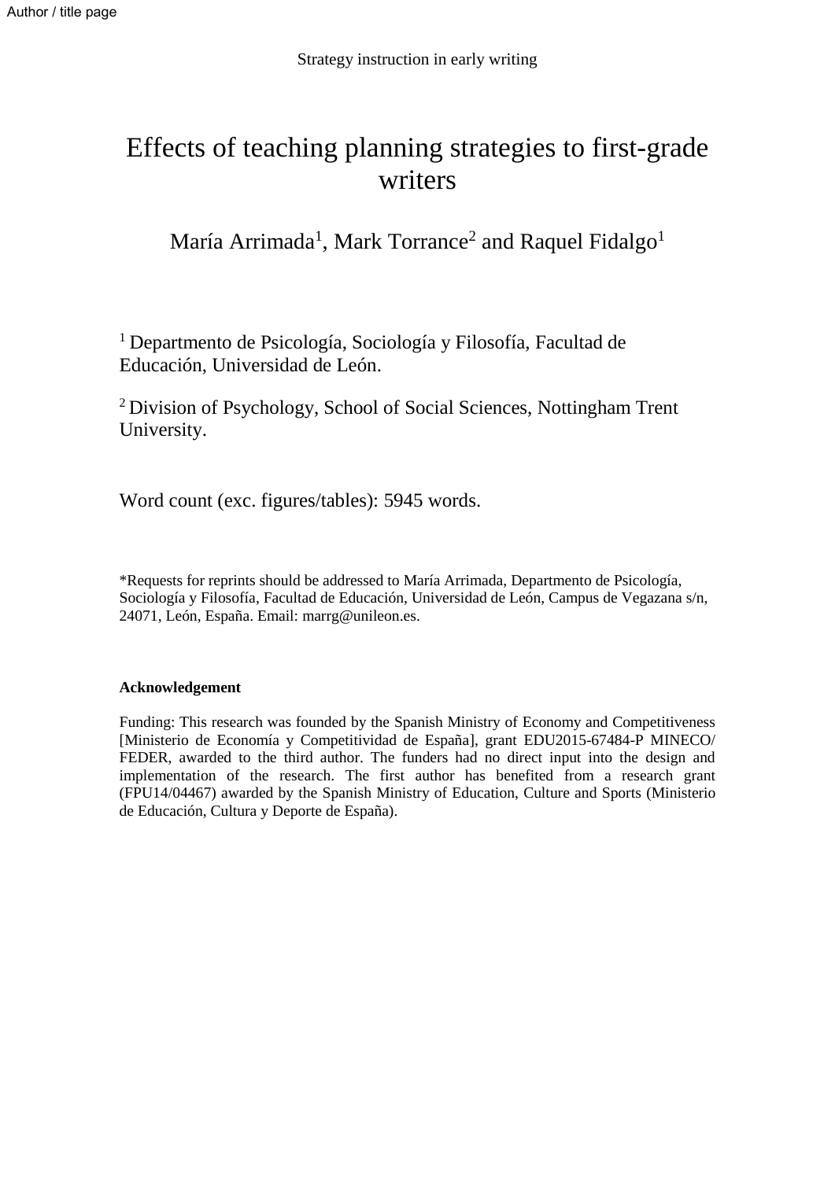# Effects of teaching planning strategies to first-grade writers

María Arrimada[1], Mark Torrance[2] and Raquel Fidalgo[1]

[1] Departmento de Psicología, Sociología y Filosofía, Facultad de Educación, Universidad de León.

[2] Division of Psychology, School of Social Sciences, Nottingham Trent University.

Word count (exc. figures/tables): 5945 words.

*Requests for reprints should be addressed to María Arrimada, Departmento de Psicología, Sociología y Filosofía, Facultad de Educación, Universidad de León, Campus de Vegazana s/n, 24071, León, España. Email: marrg@unileon.es.

**Acknowledgement**

Funding: This research was founded by the Spanish Ministry of Economy and Competitiveness [Ministerio de Economía y Competitividad de España], grant EDU2015-67484-P MINECO/ FEDER, awarded to the third author. The funders had no direct input into the design and implementation of the research. The first author has benefited from a research grant (FPU14/04467) awarded by the Spanish Ministry of Education, Culture and Sports (Ministerio de Educación, Cultura y Deporte de España).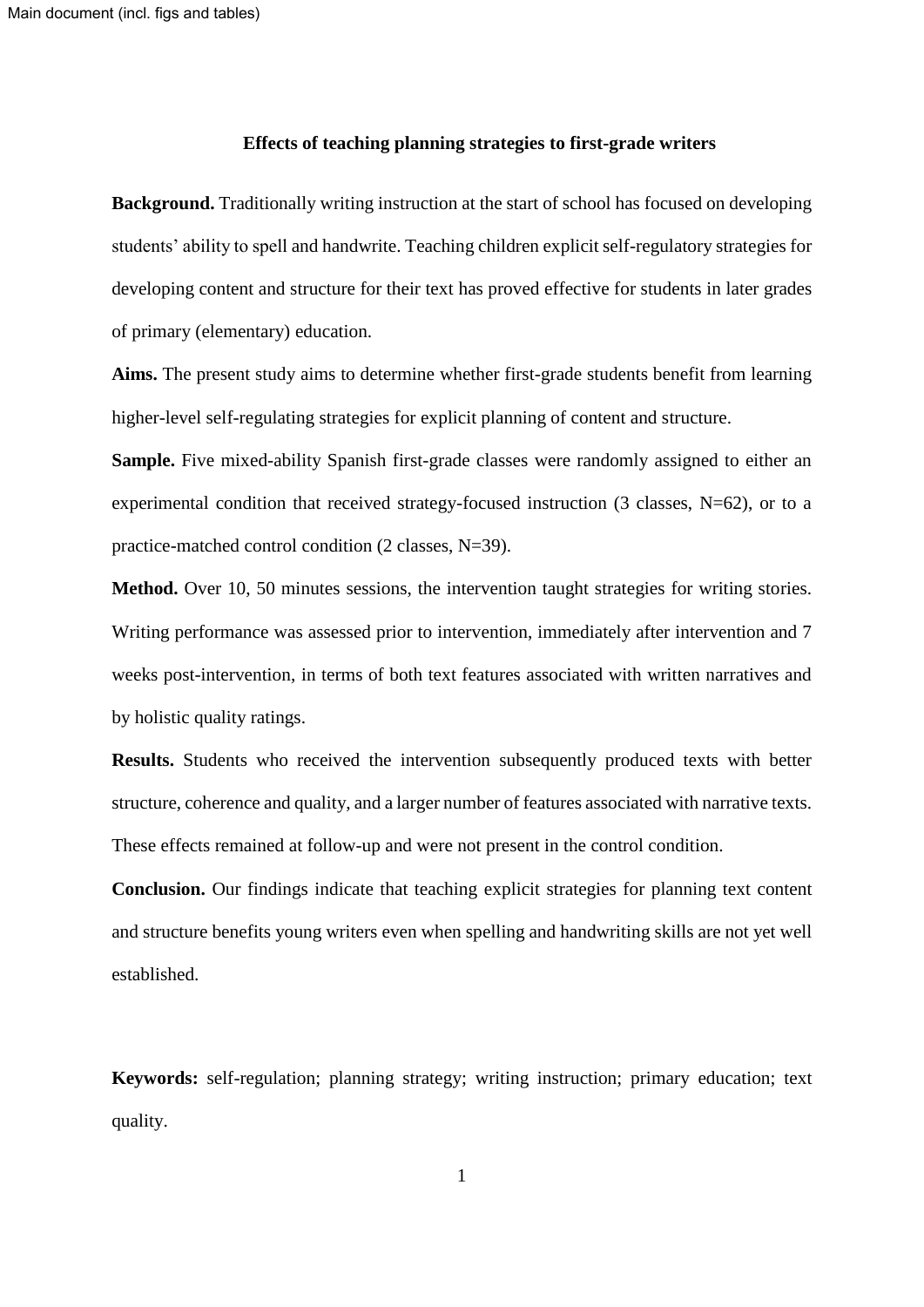**Effects of teaching planning strategies to first-grade writers**

**Background.** Traditionally writing instruction at the start of school has focused on developing students' ability to spell and handwrite. Teaching children explicit self-regulatory strategies for developing content and structure for their text has proved effective for students in later grades of primary (elementary) education.

**Aims.** The present study aims to determine whether first-grade students benefit from learning higher-level self-regulating strategies for explicit planning of content and structure.

**Sample.** Five mixed-ability Spanish first-grade classes were randomly assigned to either an experimental condition that received strategy-focused instruction (3 classes, N=62), or to a practice-matched control condition (2 classes, N=39).

**Method.** Over 10, 50 minutes sessions, the intervention taught strategies for writing stories. Writing performance was assessed prior to intervention, immediately after intervention and 7 weeks post-intervention, in terms of both text features associated with written narratives and by holistic quality ratings.

**Results.** Students who received the intervention subsequently produced texts with better structure, coherence and quality, and a larger number of features associated with narrative texts. These effects remained at follow-up and were not present in the control condition.

**Conclusion.** Our findings indicate that teaching explicit strategies for planning text content and structure benefits young writers even when spelling and handwriting skills are not yet well established.

**Keywords:** self-regulation; planning strategy; writing instruction; primary education; text quality.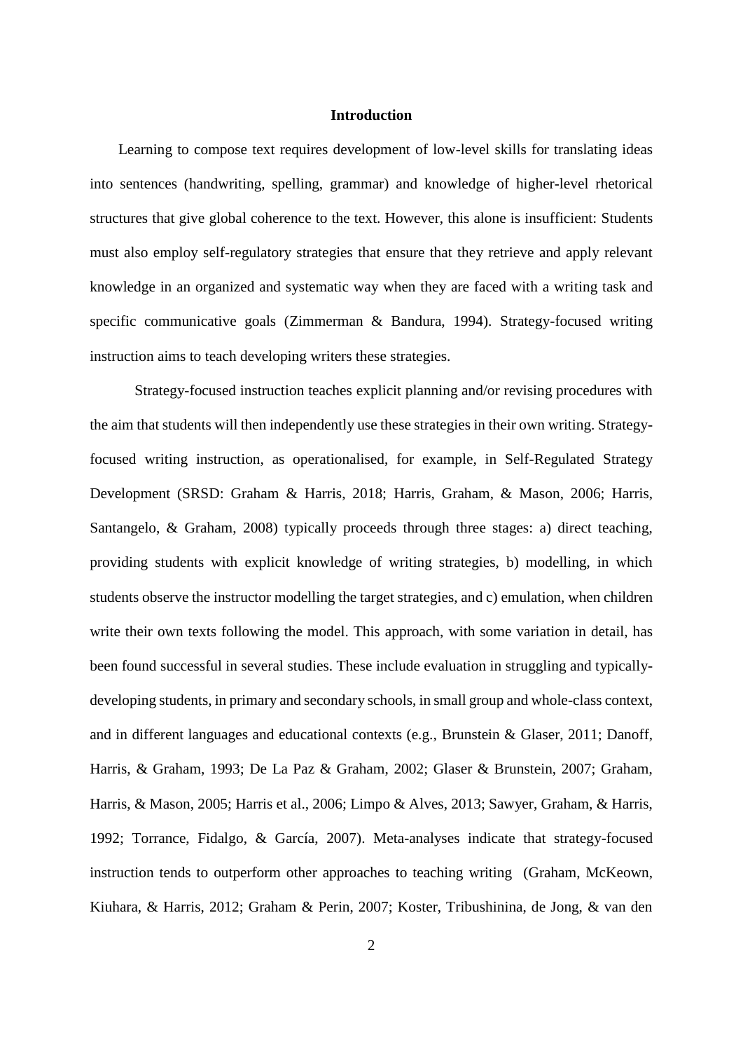## Introduction

Learning to compose text requires development of low-level skills for translating ideas into sentences (handwriting, spelling, grammar) and knowledge of higher-level rhetorical structures that give global coherence to the text. However, this alone is insufficient: Students must also employ self-regulatory strategies that ensure that they retrieve and apply relevant knowledge in an organized and systematic way when they are faced with a writing task and specific communicative goals (Zimmerman & Bandura, 1994). Strategy-focused writing instruction aims to teach developing writers these strategies.

Strategy-focused instruction teaches explicit planning and/or revising procedures with the aim that students will then independently use these strategies in their own writing. Strategy-focused writing instruction, as operationalised, for example, in Self-Regulated Strategy Development (SRSD: Graham & Harris, 2018; Harris, Graham, & Mason, 2006; Harris, Santangelo, & Graham, 2008) typically proceeds through three stages: a) direct teaching, providing students with explicit knowledge of writing strategies, b) modelling, in which students observe the instructor modelling the target strategies, and c) emulation, when children write their own texts following the model. This approach, with some variation in detail, has been found successful in several studies. These include evaluation in struggling and typically-developing students, in primary and secondary schools, in small group and whole-class context, and in different languages and educational contexts (e.g., Brunstein & Glaser, 2011; Danoff, Harris, & Graham, 1993; De La Paz & Graham, 2002; Glaser & Brunstein, 2007; Graham, Harris, & Mason, 2005; Harris et al., 2006; Limpo & Alves, 2013; Sawyer, Graham, & Harris, 1992; Torrance, Fidalgo, & García, 2007). Meta-analyses indicate that strategy-focused instruction tends to outperform other approaches to teaching writing (Graham, McKeown, Kiuhara, & Harris, 2012; Graham & Perin, 2007; Koster, Tribushinina, de Jong, & van den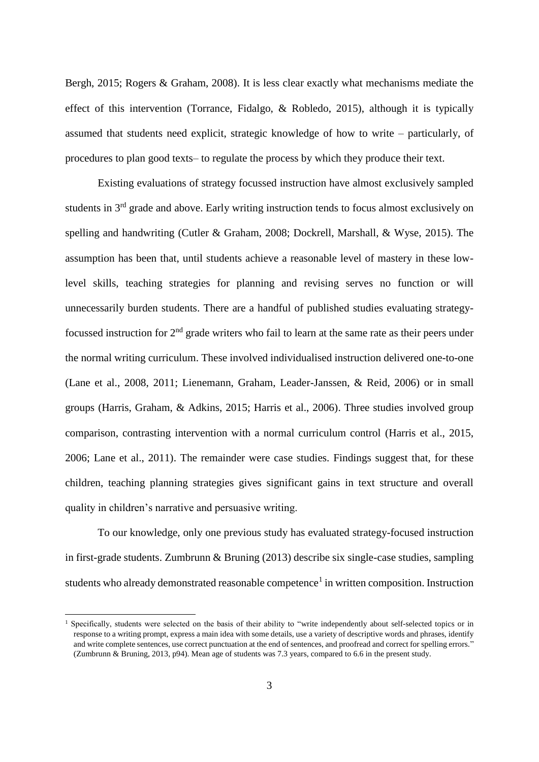Bergh, 2015; Rogers & Graham, 2008). It is less clear exactly what mechanisms mediate the effect of this intervention (Torrance, Fidalgo, & Robledo, 2015), although it is typically assumed that students need explicit, strategic knowledge of how to write – particularly, of procedures to plan good texts– to regulate the process by which they produce their text.

Existing evaluations of strategy focussed instruction have almost exclusively sampled students in 3rd grade and above. Early writing instruction tends to focus almost exclusively on spelling and handwriting (Cutler & Graham, 2008; Dockrell, Marshall, & Wyse, 2015). The assumption has been that, until students achieve a reasonable level of mastery in these low-level skills, teaching strategies for planning and revising serves no function or will unnecessarily burden students. There are a handful of published studies evaluating strategy-focussed instruction for 2nd grade writers who fail to learn at the same rate as their peers under the normal writing curriculum. These involved individualised instruction delivered one-to-one (Lane et al., 2008, 2011; Lienemann, Graham, Leader-Janssen, & Reid, 2006) or in small groups (Harris, Graham, & Adkins, 2015; Harris et al., 2006). Three studies involved group comparison, contrasting intervention with a normal curriculum control (Harris et al., 2015, 2006; Lane et al., 2011). The remainder were case studies. Findings suggest that, for these children, teaching planning strategies gives significant gains in text structure and overall quality in children's narrative and persuasive writing.

To our knowledge, only one previous study has evaluated strategy-focused instruction in first-grade students. Zumbrunn & Bruning (2013) describe six single-case studies, sampling students who already demonstrated reasonable competence[1] in written composition. Instruction

---

[1] Specifically, students were selected on the basis of their ability to "write independently about self-selected topics or in response to a writing prompt, express a main idea with some details, use a variety of descriptive words and phrases, identify and write complete sentences, use correct punctuation at the end of sentences, and proofread and correct for spelling errors." (Zumbrunn & Bruning, 2013, p94). Mean age of students was 7.3 years, compared to 6.6 in the present study.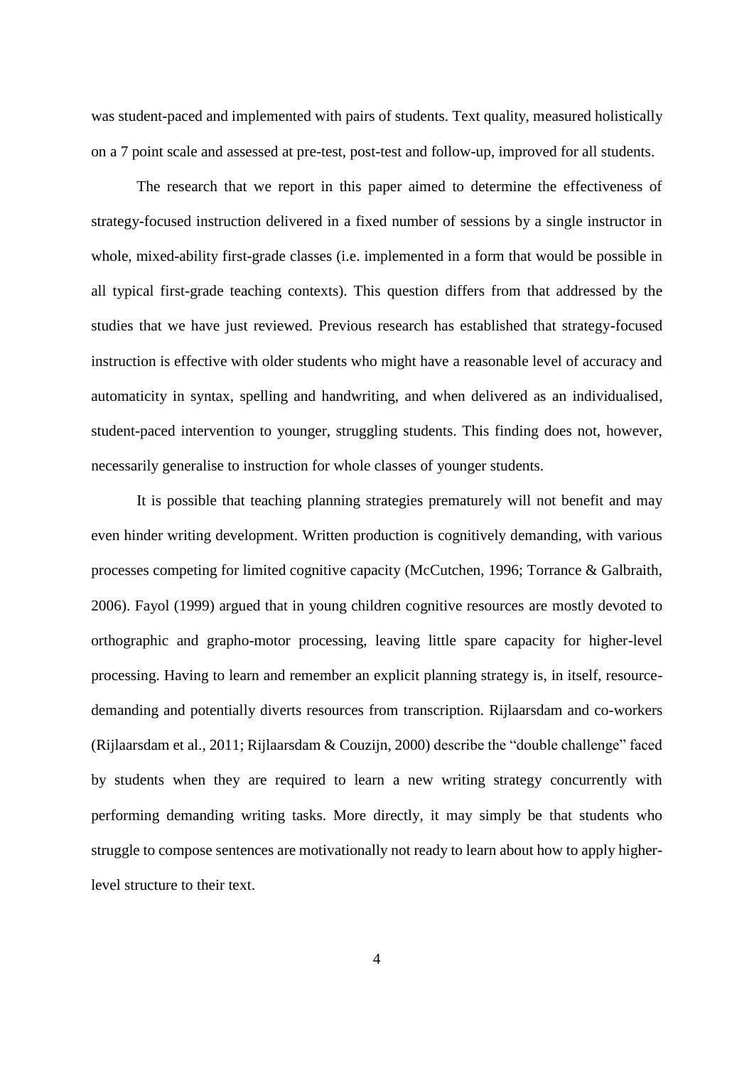was student-paced and implemented with pairs of students. Text quality, measured holistically on a 7 point scale and assessed at pre-test, post-test and follow-up, improved for all students.

The research that we report in this paper aimed to determine the effectiveness of strategy-focused instruction delivered in a fixed number of sessions by a single instructor in whole, mixed-ability first-grade classes (i.e. implemented in a form that would be possible in all typical first-grade teaching contexts). This question differs from that addressed by the studies that we have just reviewed. Previous research has established that strategy-focused instruction is effective with older students who might have a reasonable level of accuracy and automaticity in syntax, spelling and handwriting, and when delivered as an individualised, student-paced intervention to younger, struggling students. This finding does not, however, necessarily generalise to instruction for whole classes of younger students.

It is possible that teaching planning strategies prematurely will not benefit and may even hinder writing development. Written production is cognitively demanding, with various processes competing for limited cognitive capacity (McCutchen, 1996; Torrance & Galbraith, 2006). Fayol (1999) argued that in young children cognitive resources are mostly devoted to orthographic and grapho-motor processing, leaving little spare capacity for higher-level processing. Having to learn and remember an explicit planning strategy is, in itself, resource-demanding and potentially diverts resources from transcription. Rijlaarsdam and co-workers (Rijlaarsdam et al., 2011; Rijlaarsdam & Couzijn, 2000) describe the "double challenge" faced by students when they are required to learn a new writing strategy concurrently with performing demanding writing tasks. More directly, it may simply be that students who struggle to compose sentences are motivationally not ready to learn about how to apply higher-level structure to their text.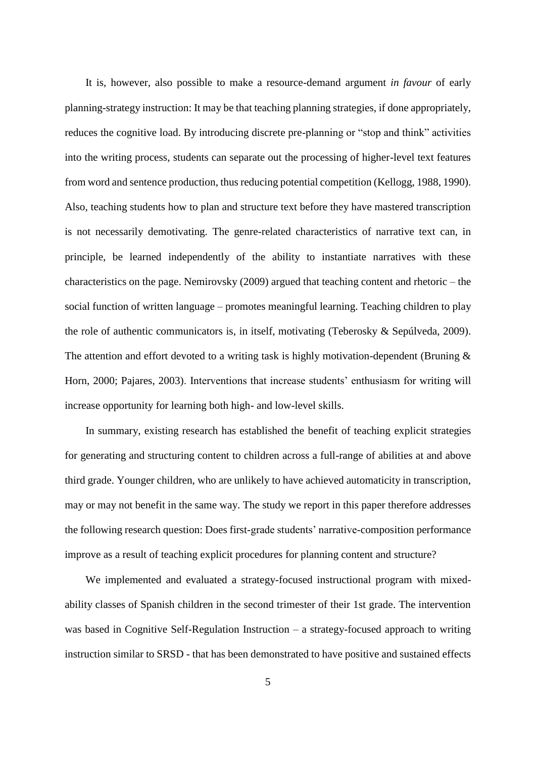It is, however, also possible to make a resource-demand argument *in favour* of early planning-strategy instruction: It may be that teaching planning strategies, if done appropriately, reduces the cognitive load. By introducing discrete pre-planning or "stop and think" activities into the writing process, students can separate out the processing of higher-level text features from word and sentence production, thus reducing potential competition (Kellogg, 1988, 1990). Also, teaching students how to plan and structure text before they have mastered transcription is not necessarily demotivating. The genre-related characteristics of narrative text can, in principle, be learned independently of the ability to instantiate narratives with these characteristics on the page. Nemirovsky (2009) argued that teaching content and rhetoric – the social function of written language – promotes meaningful learning. Teaching children to play the role of authentic communicators is, in itself, motivating (Teberosky & Sepúlveda, 2009). The attention and effort devoted to a writing task is highly motivation-dependent (Bruning & Horn, 2000; Pajares, 2003). Interventions that increase students' enthusiasm for writing will increase opportunity for learning both high- and low-level skills.

In summary, existing research has established the benefit of teaching explicit strategies for generating and structuring content to children across a full-range of abilities at and above third grade. Younger children, who are unlikely to have achieved automaticity in transcription, may or may not benefit in the same way. The study we report in this paper therefore addresses the following research question: Does first-grade students' narrative-composition performance improve as a result of teaching explicit procedures for planning content and structure?

We implemented and evaluated a strategy-focused instructional program with mixed-ability classes of Spanish children in the second trimester of their 1st grade. The intervention was based in Cognitive Self-Regulation Instruction – a strategy-focused approach to writing instruction similar to SRSD - that has been demonstrated to have positive and sustained effects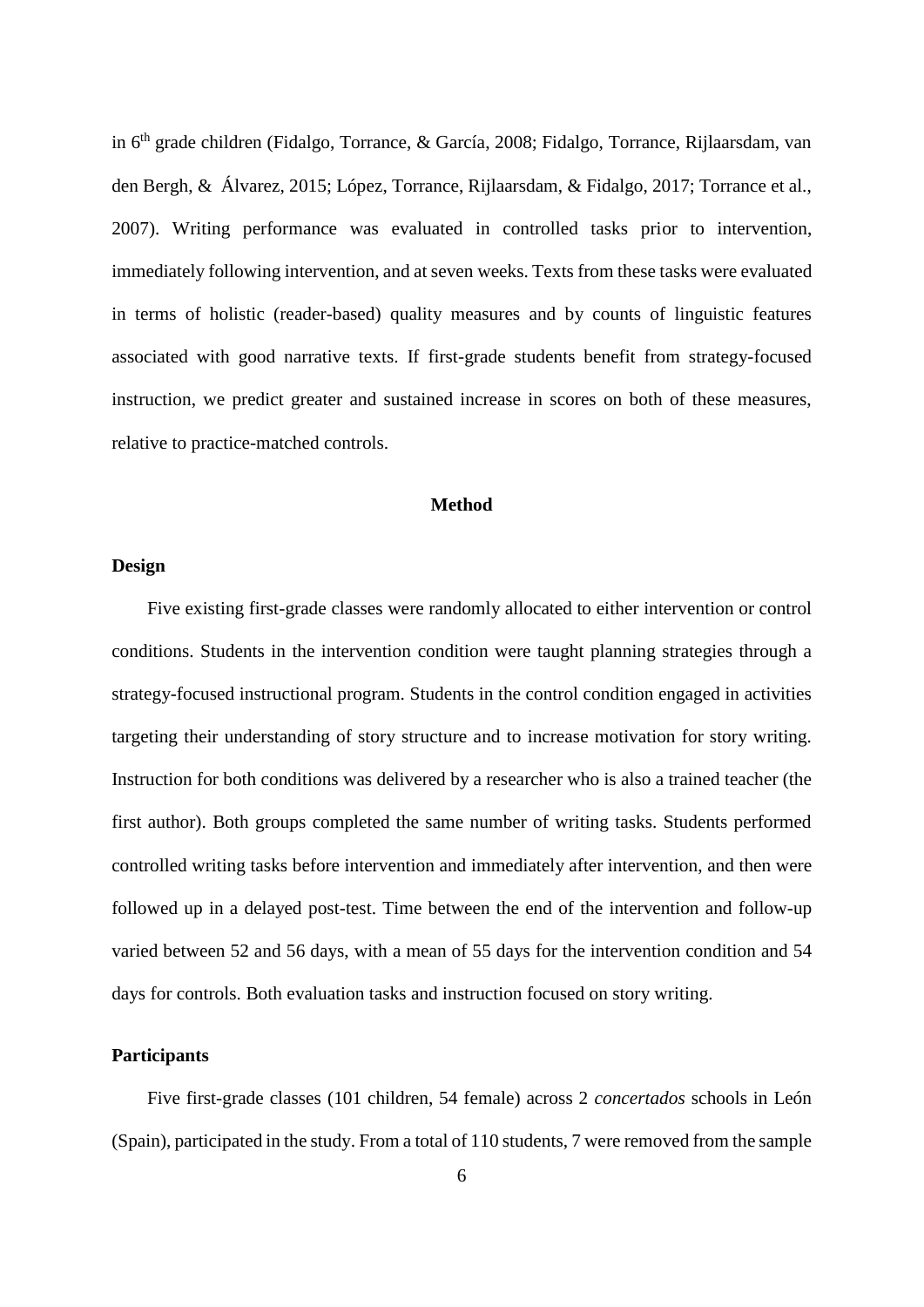in 6th grade children (Fidalgo, Torrance, & García, 2008; Fidalgo, Torrance, Rijlaarsdam, van den Bergh, & Álvarez, 2015; López, Torrance, Rijlaarsdam, & Fidalgo, 2017; Torrance et al., 2007). Writing performance was evaluated in controlled tasks prior to intervention, immediately following intervention, and at seven weeks. Texts from these tasks were evaluated in terms of holistic (reader-based) quality measures and by counts of linguistic features associated with good narrative texts. If first-grade students benefit from strategy-focused instruction, we predict greater and sustained increase in scores on both of these measures, relative to practice-matched controls.

## Method

### Design

Five existing first-grade classes were randomly allocated to either intervention or control conditions. Students in the intervention condition were taught planning strategies through a strategy-focused instructional program. Students in the control condition engaged in activities targeting their understanding of story structure and to increase motivation for story writing. Instruction for both conditions was delivered by a researcher who is also a trained teacher (the first author). Both groups completed the same number of writing tasks. Students performed controlled writing tasks before intervention and immediately after intervention, and then were followed up in a delayed post-test. Time between the end of the intervention and follow-up varied between 52 and 56 days, with a mean of 55 days for the intervention condition and 54 days for controls. Both evaluation tasks and instruction focused on story writing.

### Participants

Five first-grade classes (101 children, 54 female) across 2 *concertados* schools in León (Spain), participated in the study. From a total of 110 students, 7 were removed from the sample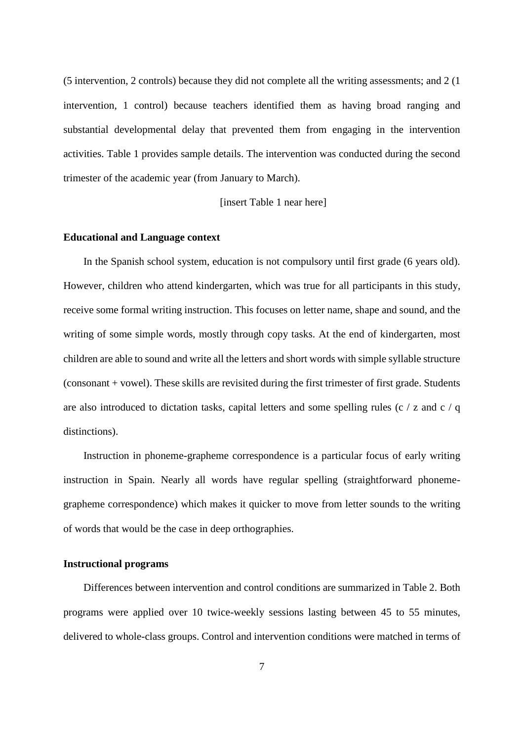(5 intervention, 2 controls) because they did not complete all the writing assessments; and 2 (1 intervention, 1 control) because teachers identified them as having broad ranging and substantial developmental delay that prevented them from engaging in the intervention activities. Table 1 provides sample details. The intervention was conducted during the second trimester of the academic year (from January to March).

[insert Table 1 near here]

### Educational and Language context

In the Spanish school system, education is not compulsory until first grade (6 years old). However, children who attend kindergarten, which was true for all participants in this study, receive some formal writing instruction. This focuses on letter name, shape and sound, and the writing of some simple words, mostly through copy tasks. At the end of kindergarten, most children are able to sound and write all the letters and short words with simple syllable structure (consonant + vowel). These skills are revisited during the first trimester of first grade. Students are also introduced to dictation tasks, capital letters and some spelling rules (c / z and c / q distinctions).

Instruction in phoneme-grapheme correspondence is a particular focus of early writing instruction in Spain. Nearly all words have regular spelling (straightforward phoneme-grapheme correspondence) which makes it quicker to move from letter sounds to the writing of words that would be the case in deep orthographies.

### Instructional programs

Differences between intervention and control conditions are summarized in Table 2. Both programs were applied over 10 twice-weekly sessions lasting between 45 to 55 minutes, delivered to whole-class groups. Control and intervention conditions were matched in terms of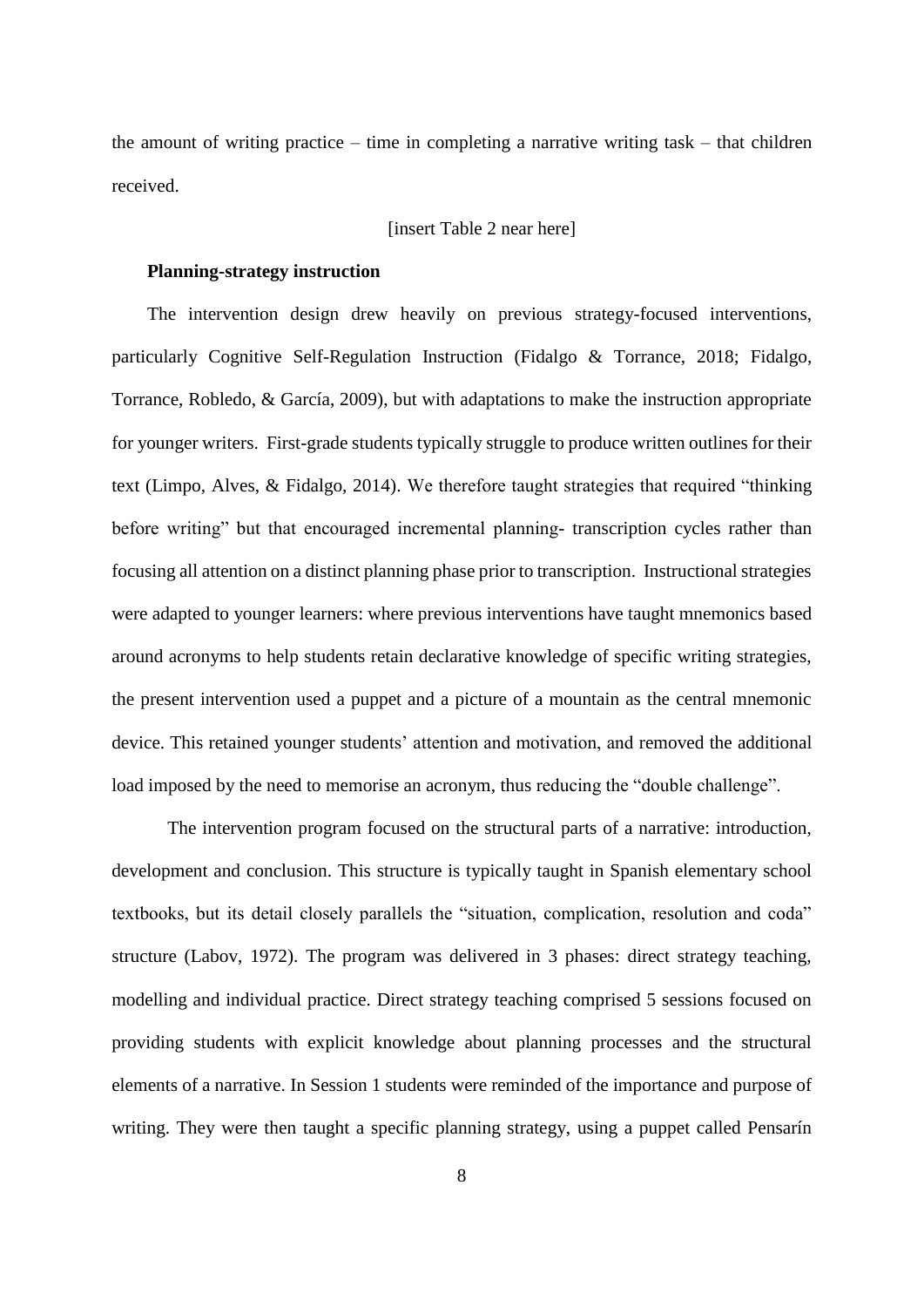the amount of writing practice – time in completing a narrative writing task – that children received.

[insert Table 2 near here]

**Planning-strategy instruction**

The intervention design drew heavily on previous strategy-focused interventions, particularly Cognitive Self-Regulation Instruction (Fidalgo & Torrance, 2018; Fidalgo, Torrance, Robledo, & García, 2009), but with adaptations to make the instruction appropriate for younger writers. First-grade students typically struggle to produce written outlines for their text (Limpo, Alves, & Fidalgo, 2014). We therefore taught strategies that required "thinking before writing" but that encouraged incremental planning- transcription cycles rather than focusing all attention on a distinct planning phase prior to transcription. Instructional strategies were adapted to younger learners: where previous interventions have taught mnemonics based around acronyms to help students retain declarative knowledge of specific writing strategies, the present intervention used a puppet and a picture of a mountain as the central mnemonic device. This retained younger students' attention and motivation, and removed the additional load imposed by the need to memorise an acronym, thus reducing the "double challenge".

The intervention program focused on the structural parts of a narrative: introduction, development and conclusion. This structure is typically taught in Spanish elementary school textbooks, but its detail closely parallels the "situation, complication, resolution and coda" structure (Labov, 1972). The program was delivered in 3 phases: direct strategy teaching, modelling and individual practice. Direct strategy teaching comprised 5 sessions focused on providing students with explicit knowledge about planning processes and the structural elements of a narrative. In Session 1 students were reminded of the importance and purpose of writing. They were then taught a specific planning strategy, using a puppet called Pensarín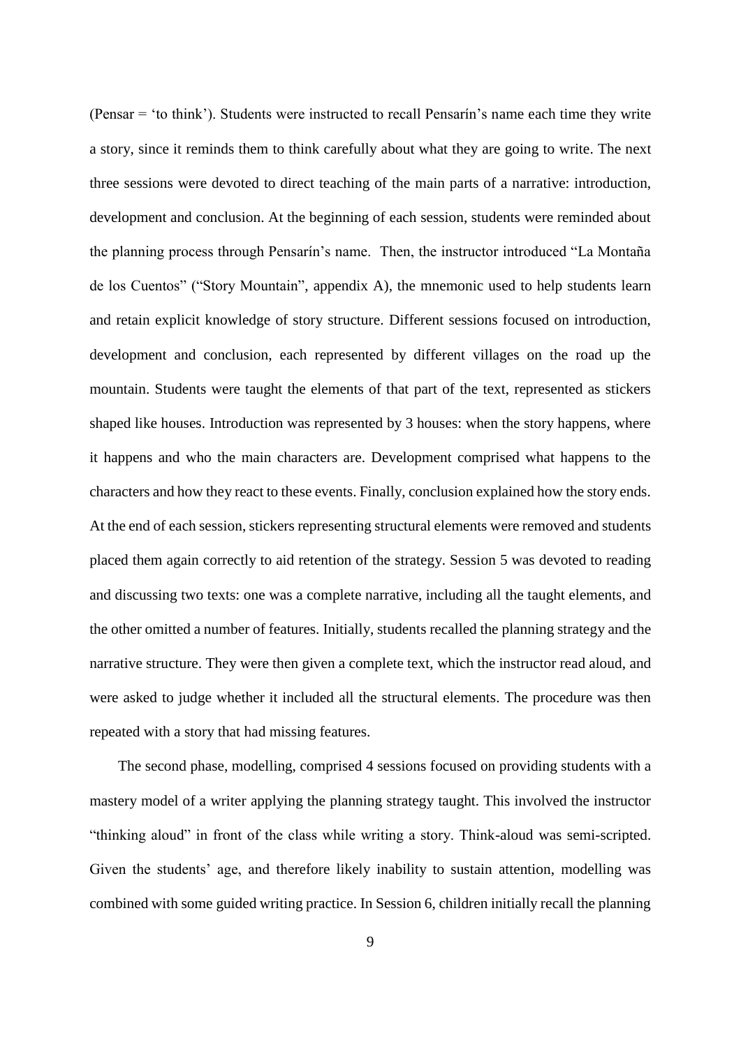(Pensar = 'to think'). Students were instructed to recall Pensarín's name each time they write a story, since it reminds them to think carefully about what they are going to write. The next three sessions were devoted to direct teaching of the main parts of a narrative: introduction, development and conclusion. At the beginning of each session, students were reminded about the planning process through Pensarín's name. Then, the instructor introduced "La Montaña de los Cuentos" ("Story Mountain", appendix A), the mnemonic used to help students learn and retain explicit knowledge of story structure. Different sessions focused on introduction, development and conclusion, each represented by different villages on the road up the mountain. Students were taught the elements of that part of the text, represented as stickers shaped like houses. Introduction was represented by 3 houses: when the story happens, where it happens and who the main characters are. Development comprised what happens to the characters and how they react to these events. Finally, conclusion explained how the story ends. At the end of each session, stickers representing structural elements were removed and students placed them again correctly to aid retention of the strategy. Session 5 was devoted to reading and discussing two texts: one was a complete narrative, including all the taught elements, and the other omitted a number of features. Initially, students recalled the planning strategy and the narrative structure. They were then given a complete text, which the instructor read aloud, and were asked to judge whether it included all the structural elements. The procedure was then repeated with a story that had missing features.

The second phase, modelling, comprised 4 sessions focused on providing students with a mastery model of a writer applying the planning strategy taught. This involved the instructor "thinking aloud" in front of the class while writing a story. Think-aloud was semi-scripted. Given the students' age, and therefore likely inability to sustain attention, modelling was combined with some guided writing practice. In Session 6, children initially recall the planning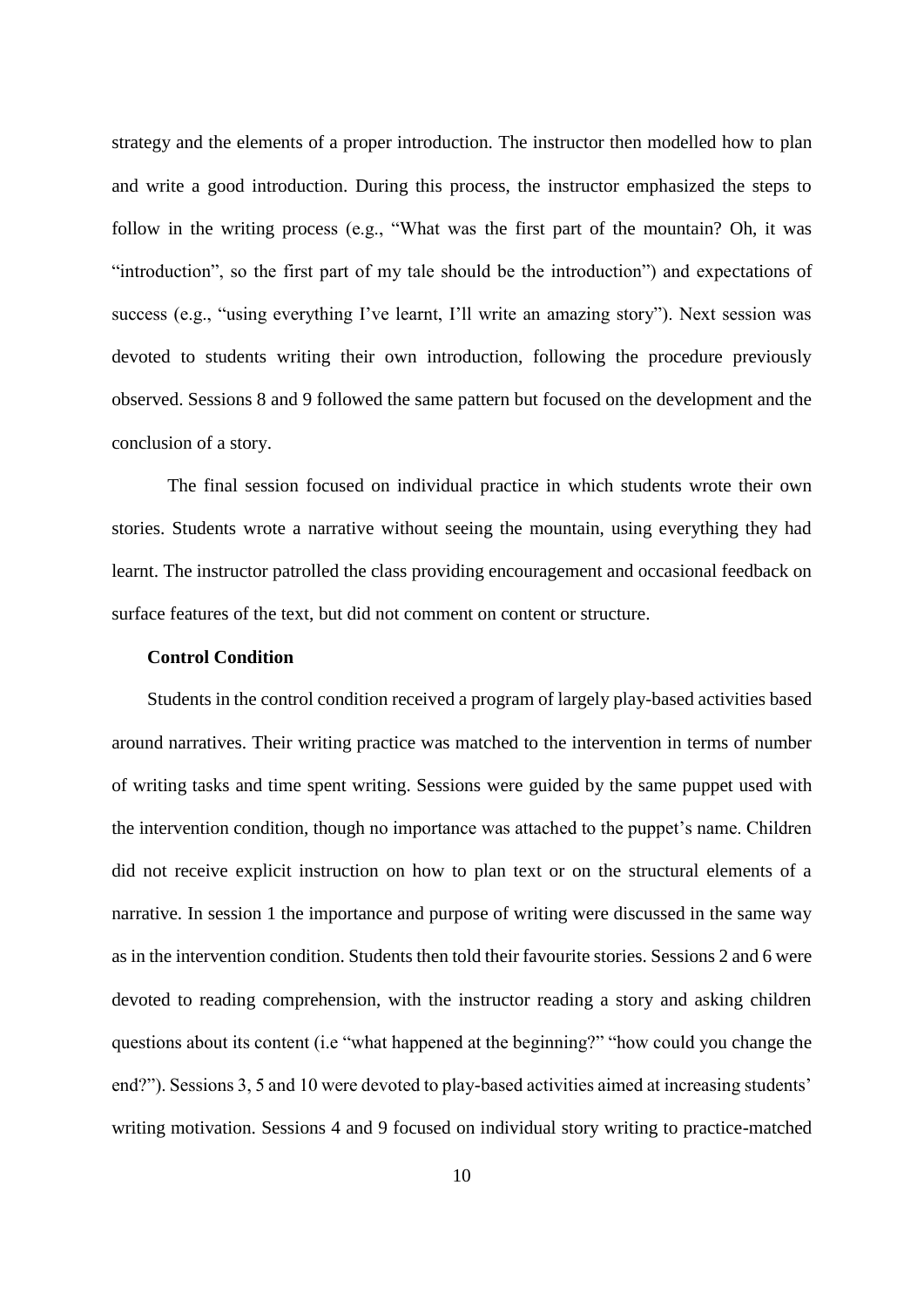strategy and the elements of a proper introduction. The instructor then modelled how to plan and write a good introduction. During this process, the instructor emphasized the steps to follow in the writing process (e.g., "What was the first part of the mountain? Oh, it was "introduction", so the first part of my tale should be the introduction") and expectations of success (e.g., "using everything I've learnt, I'll write an amazing story"). Next session was devoted to students writing their own introduction, following the procedure previously observed. Sessions 8 and 9 followed the same pattern but focused on the development and the conclusion of a story.

The final session focused on individual practice in which students wrote their own stories. Students wrote a narrative without seeing the mountain, using everything they had learnt. The instructor patrolled the class providing encouragement and occasional feedback on surface features of the text, but did not comment on content or structure.

**Control Condition**

Students in the control condition received a program of largely play-based activities based around narratives. Their writing practice was matched to the intervention in terms of number of writing tasks and time spent writing. Sessions were guided by the same puppet used with the intervention condition, though no importance was attached to the puppet's name. Children did not receive explicit instruction on how to plan text or on the structural elements of a narrative. In session 1 the importance and purpose of writing were discussed in the same way as in the intervention condition. Students then told their favourite stories. Sessions 2 and 6 were devoted to reading comprehension, with the instructor reading a story and asking children questions about its content (i.e "what happened at the beginning?" "how could you change the end?"). Sessions 3, 5 and 10 were devoted to play-based activities aimed at increasing students' writing motivation. Sessions 4 and 9 focused on individual story writing to practice-matched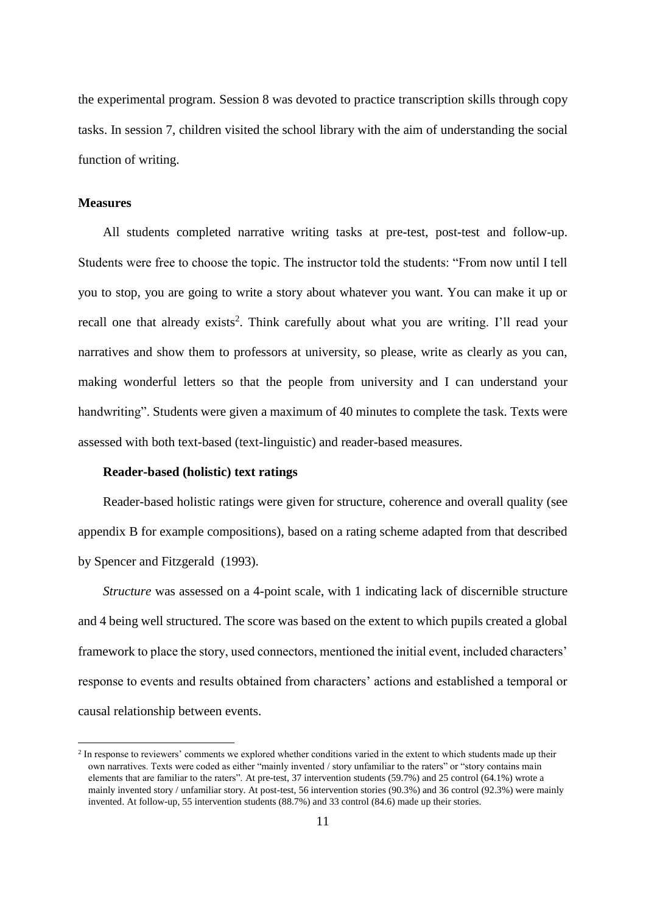the experimental program. Session 8 was devoted to practice transcription skills through copy tasks. In session 7, children visited the school library with the aim of understanding the social function of writing.

## Measures

All students completed narrative writing tasks at pre-test, post-test and follow-up. Students were free to choose the topic. The instructor told the students: "From now until I tell you to stop, you are going to write a story about whatever you want. You can make it up or recall one that already exists[2]. Think carefully about what you are writing. I'll read your narratives and show them to professors at university, so please, write as clearly as you can, making wonderful letters so that the people from university and I can understand your handwriting". Students were given a maximum of 40 minutes to complete the task. Texts were assessed with both text-based (text-linguistic) and reader-based measures.

### Reader-based (holistic) text ratings

Reader-based holistic ratings were given for structure, coherence and overall quality (see appendix B for example compositions), based on a rating scheme adapted from that described by Spencer and Fitzgerald (1993).

*Structure* was assessed on a 4-point scale, with 1 indicating lack of discernible structure and 4 being well structured. The score was based on the extent to which pupils created a global framework to place the story, used connectors, mentioned the initial event, included characters' response to events and results obtained from characters' actions and established a temporal or causal relationship between events.

[2] In response to reviewers' comments we explored whether conditions varied in the extent to which students made up their own narratives. Texts were coded as either "mainly invented / story unfamiliar to the raters" or "story contains main elements that are familiar to the raters". At pre-test, 37 intervention students (59.7%) and 25 control (64.1%) wrote a mainly invented story / unfamiliar story. At post-test, 56 intervention stories (90.3%) and 36 control (92.3%) were mainly invented. At follow-up, 55 intervention students (88.7%) and 33 control (84.6) made up their stories.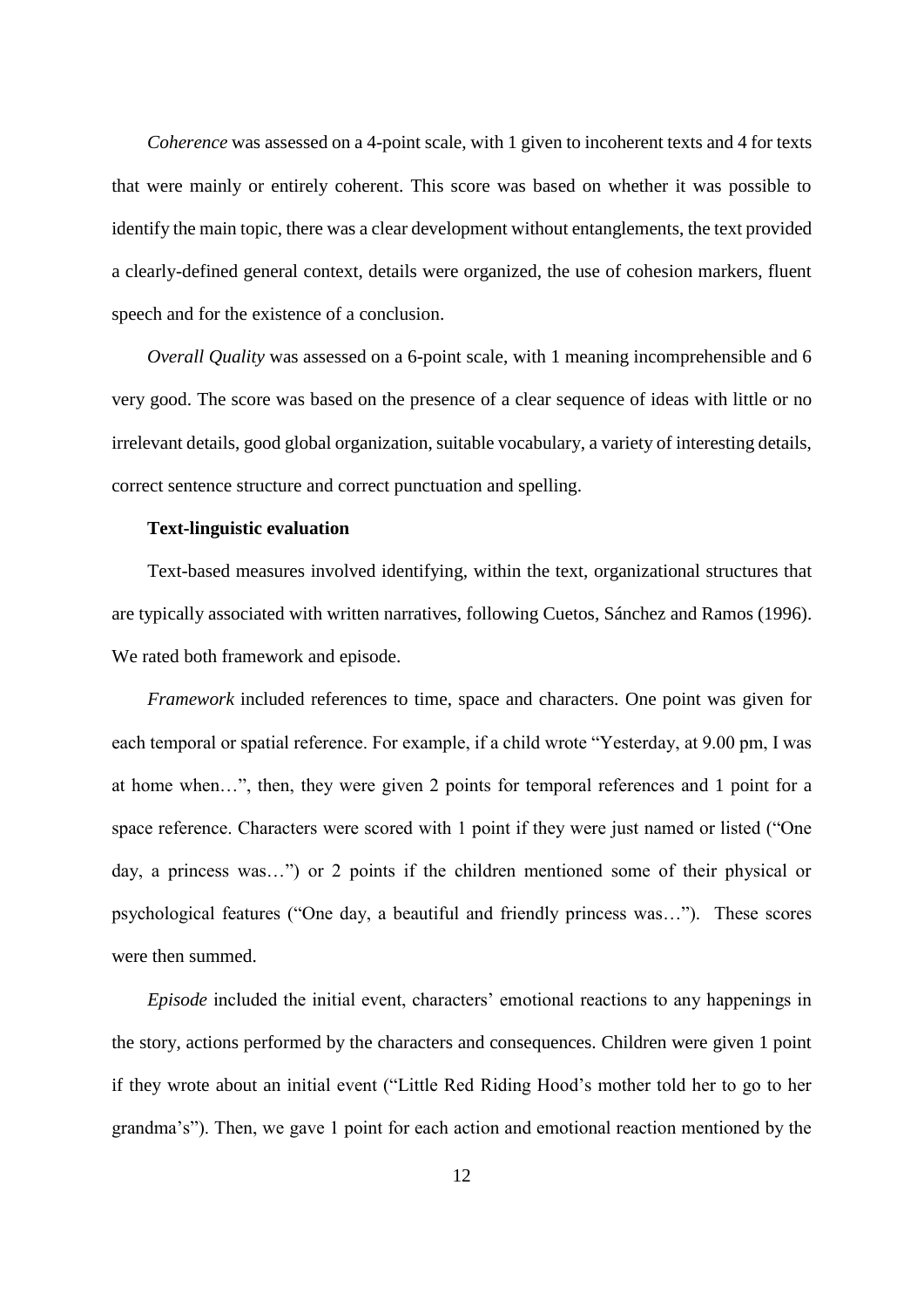*Coherence* was assessed on a 4-point scale, with 1 given to incoherent texts and 4 for texts that were mainly or entirely coherent. This score was based on whether it was possible to identify the main topic, there was a clear development without entanglements, the text provided a clearly-defined general context, details were organized, the use of cohesion markers, fluent speech and for the existence of a conclusion.

*Overall Quality* was assessed on a 6-point scale, with 1 meaning incomprehensible and 6 very good. The score was based on the presence of a clear sequence of ideas with little or no irrelevant details, good global organization, suitable vocabulary, a variety of interesting details, correct sentence structure and correct punctuation and spelling.

**Text-linguistic evaluation**

Text-based measures involved identifying, within the text, organizational structures that are typically associated with written narratives, following Cuetos, Sánchez and Ramos (1996). We rated both framework and episode.

*Framework* included references to time, space and characters. One point was given for each temporal or spatial reference. For example, if a child wrote "Yesterday, at 9.00 pm, I was at home when…", then, they were given 2 points for temporal references and 1 point for a space reference. Characters were scored with 1 point if they were just named or listed ("One day, a princess was…") or 2 points if the children mentioned some of their physical or psychological features ("One day, a beautiful and friendly princess was…"). These scores were then summed.

*Episode* included the initial event, characters' emotional reactions to any happenings in the story, actions performed by the characters and consequences. Children were given 1 point if they wrote about an initial event ("Little Red Riding Hood's mother told her to go to her grandma's"). Then, we gave 1 point for each action and emotional reaction mentioned by the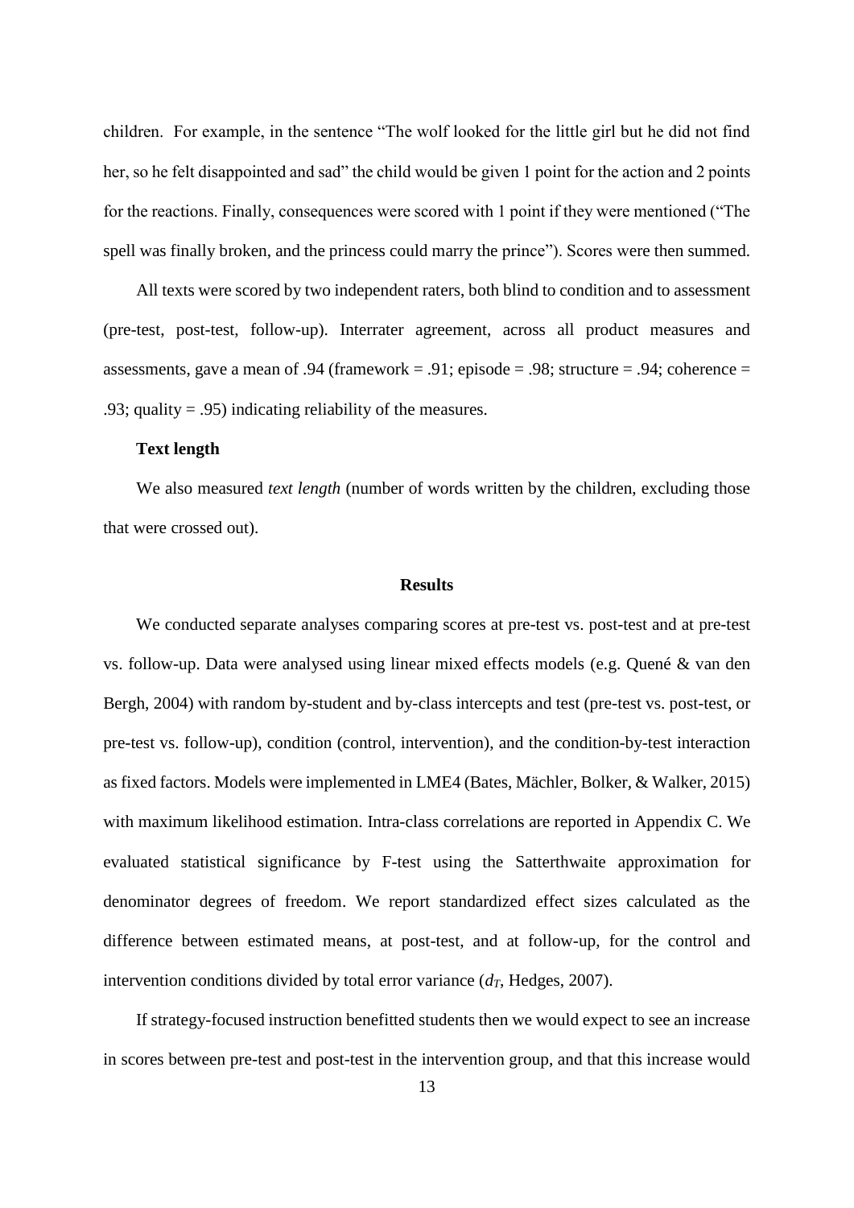children. For example, in the sentence "The wolf looked for the little girl but he did not find her, so he felt disappointed and sad" the child would be given 1 point for the action and 2 points for the reactions. Finally, consequences were scored with 1 point if they were mentioned ("The spell was finally broken, and the princess could marry the prince"). Scores were then summed.

All texts were scored by two independent raters, both blind to condition and to assessment (pre-test, post-test, follow-up). Interrater agreement, across all product measures and assessments, gave a mean of .94 (framework = .91; episode = .98; structure = .94; coherence = .93; quality = .95) indicating reliability of the measures.

**Text length**

We also measured *text length* (number of words written by the children, excluding those that were crossed out).

## Results

We conducted separate analyses comparing scores at pre-test vs. post-test and at pre-test vs. follow-up. Data were analysed using linear mixed effects models (e.g. Quené & van den Bergh, 2004) with random by-student and by-class intercepts and test (pre-test vs. post-test, or pre-test vs. follow-up), condition (control, intervention), and the condition-by-test interaction as fixed factors. Models were implemented in LME4 (Bates, Mächler, Bolker, & Walker, 2015) with maximum likelihood estimation. Intra-class correlations are reported in Appendix C. We evaluated statistical significance by F-test using the Satterthwaite approximation for denominator degrees of freedom. We report standardized effect sizes calculated as the difference between estimated means, at post-test, and at follow-up, for the control and intervention conditions divided by total error variance ($d_T$, Hedges, 2007).

If strategy-focused instruction benefitted students then we would expect to see an increase in scores between pre-test and post-test in the intervention group, and that this increase would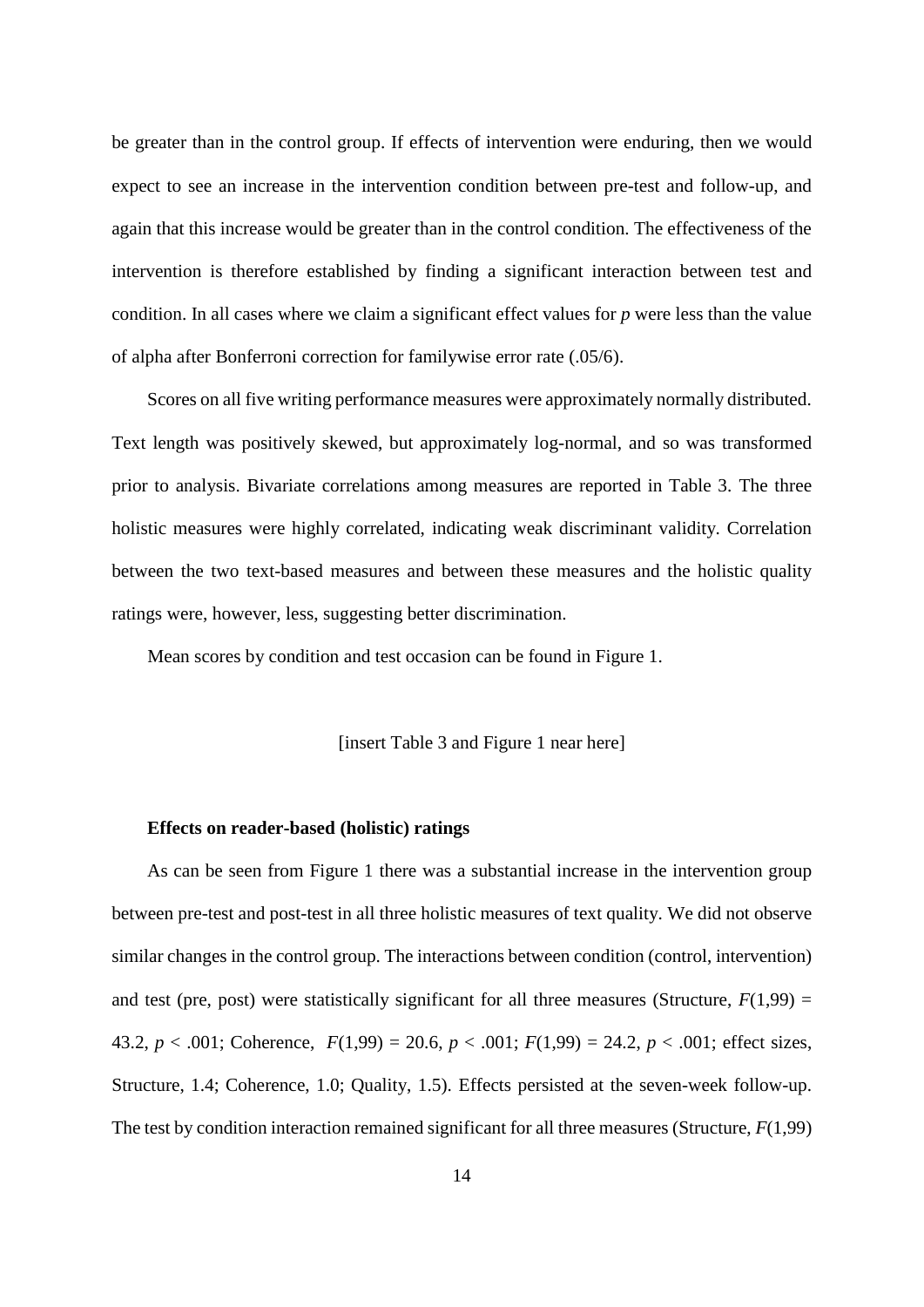be greater than in the control group. If effects of intervention were enduring, then we would expect to see an increase in the intervention condition between pre-test and follow-up, and again that this increase would be greater than in the control condition. The effectiveness of the intervention is therefore established by finding a significant interaction between test and condition. In all cases where we claim a significant effect values for $p$ were less than the value of alpha after Bonferroni correction for familywise error rate (.05/6).

Scores on all five writing performance measures were approximately normally distributed. Text length was positively skewed, but approximately log-normal, and so was transformed prior to analysis. Bivariate correlations among measures are reported in Table 3. The three holistic measures were highly correlated, indicating weak discriminant validity. Correlation between the two text-based measures and between these measures and the holistic quality ratings were, however, less, suggesting better discrimination.

Mean scores by condition and test occasion can be found in Figure 1.

[insert Table 3 and Figure 1 near here]

### Effects on reader-based (holistic) ratings

As can be seen from Figure 1 there was a substantial increase in the intervention group between pre-test and post-test in all three holistic measures of text quality. We did not observe similar changes in the control group. The interactions between condition (control, intervention) and test (pre, post) were statistically significant for all three measures (Structure, $F(1,99) = 43.2$, $p < .001$; Coherence, $F(1,99) = 20.6$, $p < .001$; $F(1,99) = 24.2$, $p < .001$; effect sizes, Structure, 1.4; Coherence, 1.0; Quality, 1.5). Effects persisted at the seven-week follow-up. The test by condition interaction remained significant for all three measures (Structure, $F(1,99)$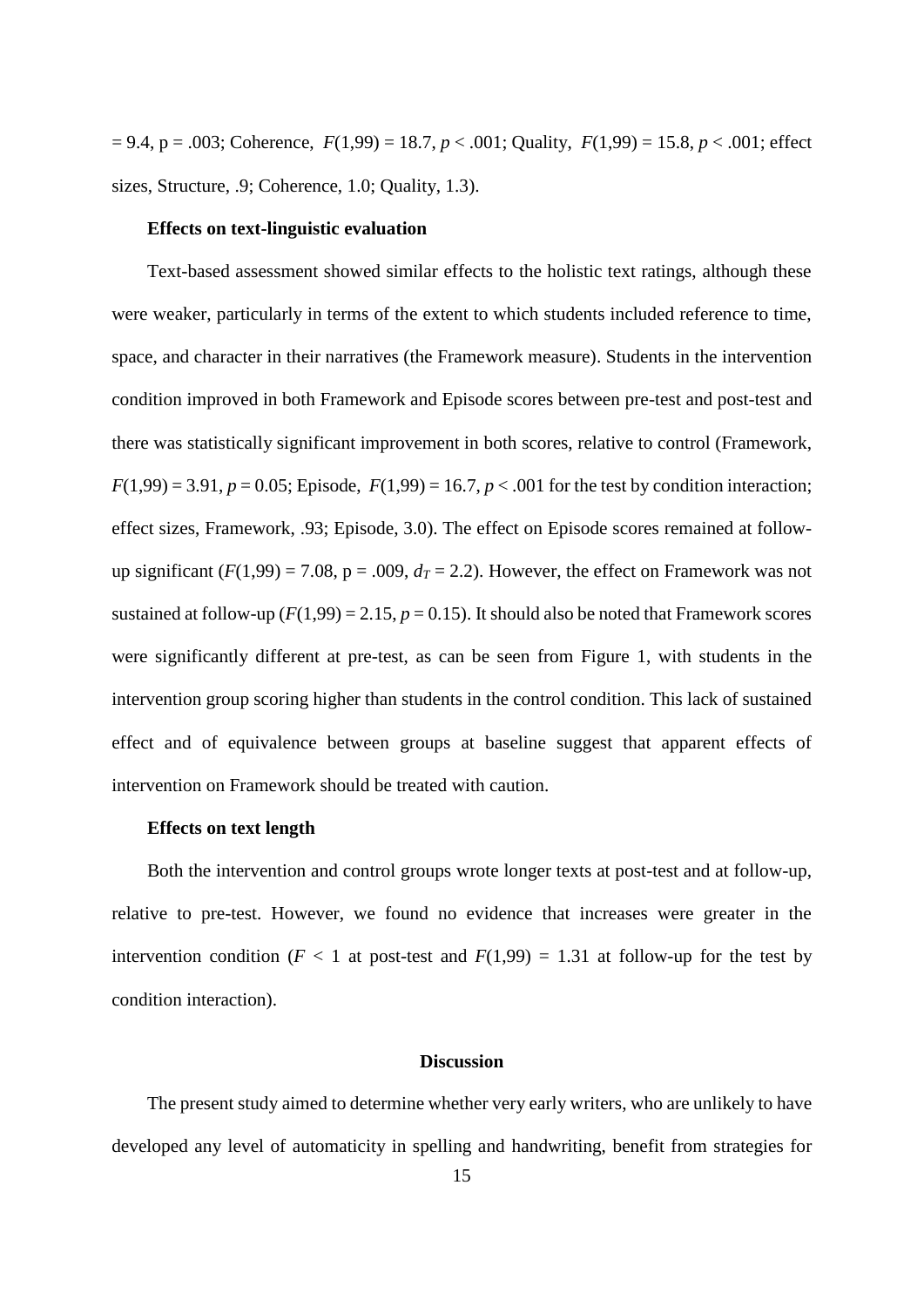= 9.4, p = .003; Coherence, $F(1,99) = 18.7$, $p < .001$; Quality, $F(1,99) = 15.8$, $p < .001$; effect sizes, Structure, .9; Coherence, 1.0; Quality, 1.3).

**Effects on text-linguistic evaluation**

Text-based assessment showed similar effects to the holistic text ratings, although these were weaker, particularly in terms of the extent to which students included reference to time, space, and character in their narratives (the Framework measure). Students in the intervention condition improved in both Framework and Episode scores between pre-test and post-test and there was statistically significant improvement in both scores, relative to control (Framework, $F(1,99) = 3.91$, $p = 0.05$; Episode, $F(1,99) = 16.7$, $p < .001$ for the test by condition interaction; effect sizes, Framework, .93; Episode, 3.0). The effect on Episode scores remained at follow-up significant ($F(1,99) = 7.08$, p = .009, $d_T = 2.2$). However, the effect on Framework was not sustained at follow-up ($F(1,99) = 2.15$, $p = 0.15$). It should also be noted that Framework scores were significantly different at pre-test, as can be seen from Figure 1, with students in the intervention group scoring higher than students in the control condition. This lack of sustained effect and of equivalence between groups at baseline suggest that apparent effects of intervention on Framework should be treated with caution.

**Effects on text length**

Both the intervention and control groups wrote longer texts at post-test and at follow-up, relative to pre-test. However, we found no evidence that increases were greater in the intervention condition ($F < 1$ at post-test and $F(1,99) = 1.31$ at follow-up for the test by condition interaction).

## Discussion

The present study aimed to determine whether very early writers, who are unlikely to have developed any level of automaticity in spelling and handwriting, benefit from strategies for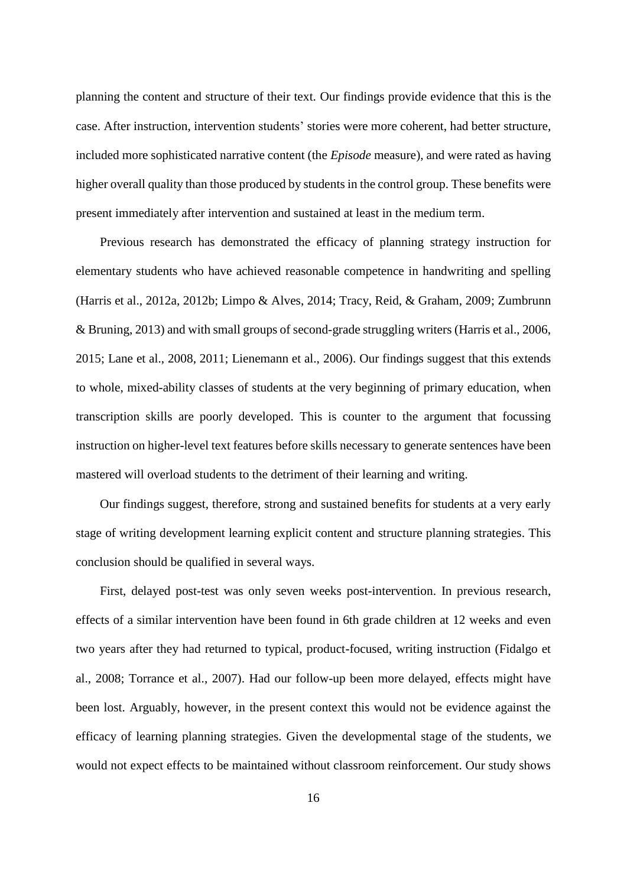planning the content and structure of their text. Our findings provide evidence that this is the case. After instruction, intervention students' stories were more coherent, had better structure, included more sophisticated narrative content (the *Episode* measure), and were rated as having higher overall quality than those produced by students in the control group. These benefits were present immediately after intervention and sustained at least in the medium term.

Previous research has demonstrated the efficacy of planning strategy instruction for elementary students who have achieved reasonable competence in handwriting and spelling (Harris et al., 2012a, 2012b; Limpo & Alves, 2014; Tracy, Reid, & Graham, 2009; Zumbrunn & Bruning, 2013) and with small groups of second-grade struggling writers (Harris et al., 2006, 2015; Lane et al., 2008, 2011; Lienemann et al., 2006). Our findings suggest that this extends to whole, mixed-ability classes of students at the very beginning of primary education, when transcription skills are poorly developed. This is counter to the argument that focussing instruction on higher-level text features before skills necessary to generate sentences have been mastered will overload students to the detriment of their learning and writing.

Our findings suggest, therefore, strong and sustained benefits for students at a very early stage of writing development learning explicit content and structure planning strategies. This conclusion should be qualified in several ways.

First, delayed post-test was only seven weeks post-intervention. In previous research, effects of a similar intervention have been found in 6th grade children at 12 weeks and even two years after they had returned to typical, product-focused, writing instruction (Fidalgo et al., 2008; Torrance et al., 2007). Had our follow-up been more delayed, effects might have been lost. Arguably, however, in the present context this would not be evidence against the efficacy of learning planning strategies. Given the developmental stage of the students, we would not expect effects to be maintained without classroom reinforcement. Our study shows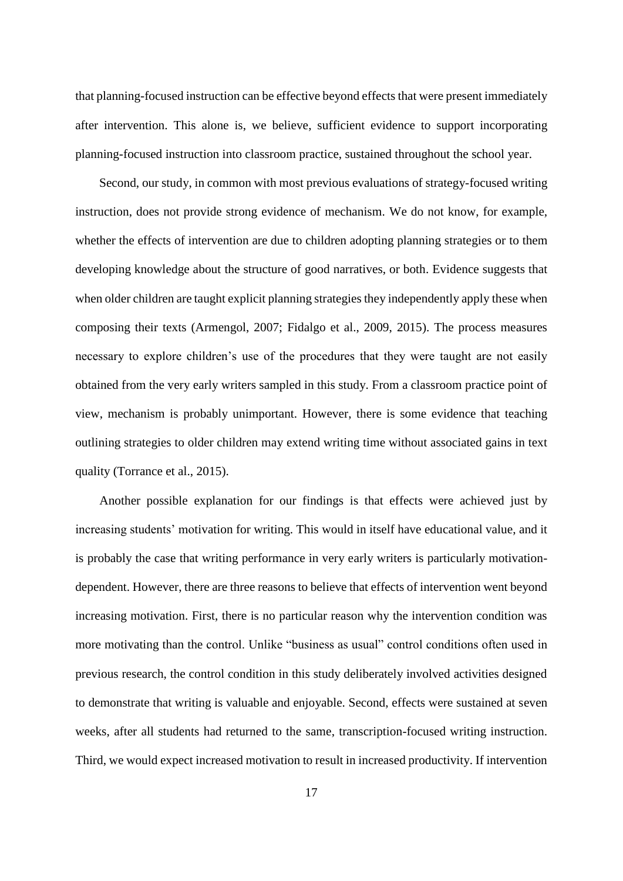that planning-focused instruction can be effective beyond effects that were present immediately after intervention. This alone is, we believe, sufficient evidence to support incorporating planning-focused instruction into classroom practice, sustained throughout the school year.

Second, our study, in common with most previous evaluations of strategy-focused writing instruction, does not provide strong evidence of mechanism. We do not know, for example, whether the effects of intervention are due to children adopting planning strategies or to them developing knowledge about the structure of good narratives, or both. Evidence suggests that when older children are taught explicit planning strategies they independently apply these when composing their texts (Armengol, 2007; Fidalgo et al., 2009, 2015). The process measures necessary to explore children's use of the procedures that they were taught are not easily obtained from the very early writers sampled in this study. From a classroom practice point of view, mechanism is probably unimportant. However, there is some evidence that teaching outlining strategies to older children may extend writing time without associated gains in text quality (Torrance et al., 2015).

Another possible explanation for our findings is that effects were achieved just by increasing students' motivation for writing. This would in itself have educational value, and it is probably the case that writing performance in very early writers is particularly motivation-dependent. However, there are three reasons to believe that effects of intervention went beyond increasing motivation. First, there is no particular reason why the intervention condition was more motivating than the control. Unlike "business as usual" control conditions often used in previous research, the control condition in this study deliberately involved activities designed to demonstrate that writing is valuable and enjoyable. Second, effects were sustained at seven weeks, after all students had returned to the same, transcription-focused writing instruction. Third, we would expect increased motivation to result in increased productivity. If intervention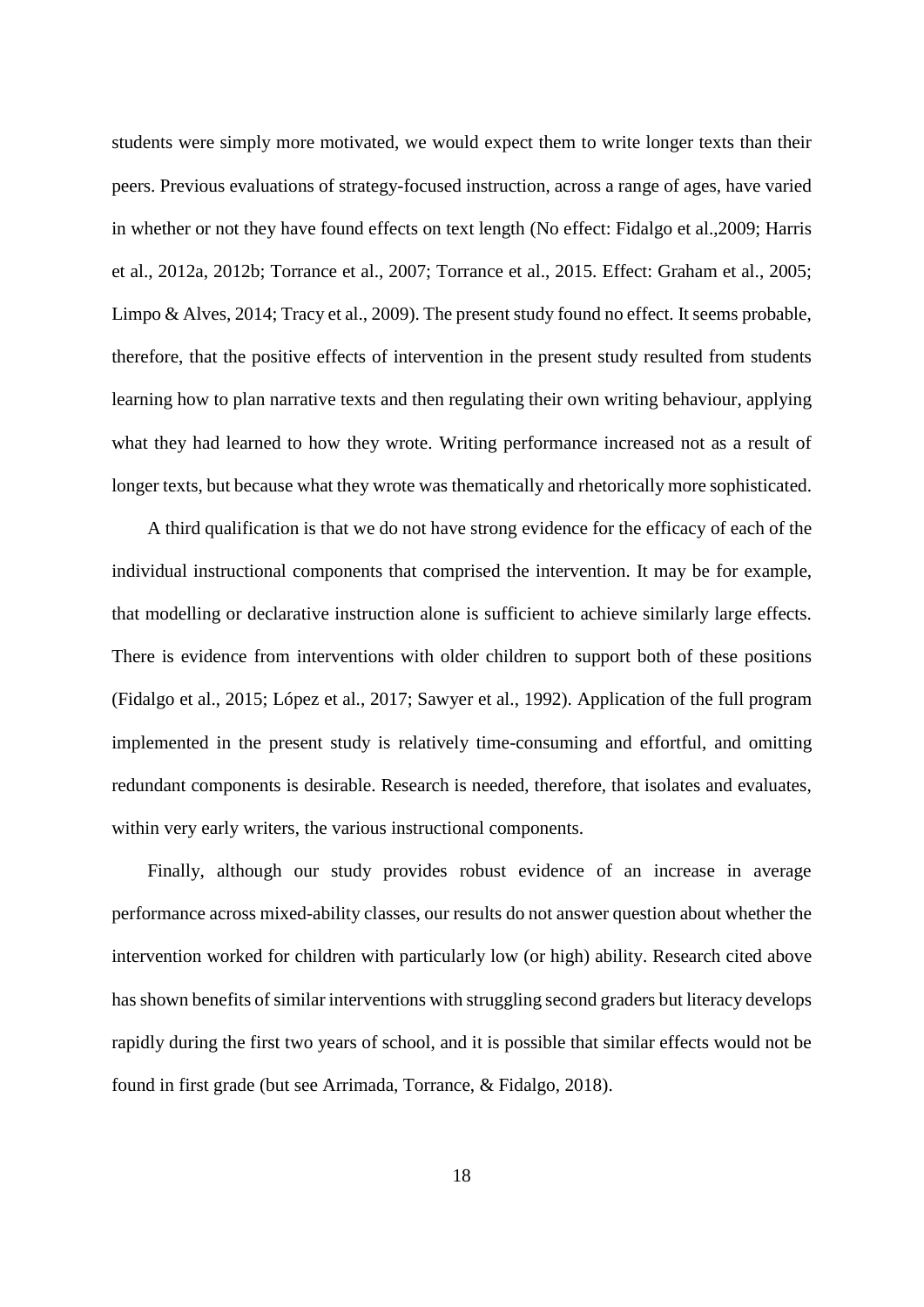students were simply more motivated, we would expect them to write longer texts than their peers. Previous evaluations of strategy-focused instruction, across a range of ages, have varied in whether or not they have found effects on text length (No effect: Fidalgo et al.,2009; Harris et al., 2012a, 2012b; Torrance et al., 2007; Torrance et al., 2015. Effect: Graham et al., 2005; Limpo & Alves, 2014; Tracy et al., 2009). The present study found no effect. It seems probable, therefore, that the positive effects of intervention in the present study resulted from students learning how to plan narrative texts and then regulating their own writing behaviour, applying what they had learned to how they wrote. Writing performance increased not as a result of longer texts, but because what they wrote was thematically and rhetorically more sophisticated.

A third qualification is that we do not have strong evidence for the efficacy of each of the individual instructional components that comprised the intervention. It may be for example, that modelling or declarative instruction alone is sufficient to achieve similarly large effects. There is evidence from interventions with older children to support both of these positions (Fidalgo et al., 2015; López et al., 2017; Sawyer et al., 1992). Application of the full program implemented in the present study is relatively time-consuming and effortful, and omitting redundant components is desirable. Research is needed, therefore, that isolates and evaluates, within very early writers, the various instructional components.

Finally, although our study provides robust evidence of an increase in average performance across mixed-ability classes, our results do not answer question about whether the intervention worked for children with particularly low (or high) ability. Research cited above has shown benefits of similar interventions with struggling second graders but literacy develops rapidly during the first two years of school, and it is possible that similar effects would not be found in first grade (but see Arrimada, Torrance, & Fidalgo, 2018).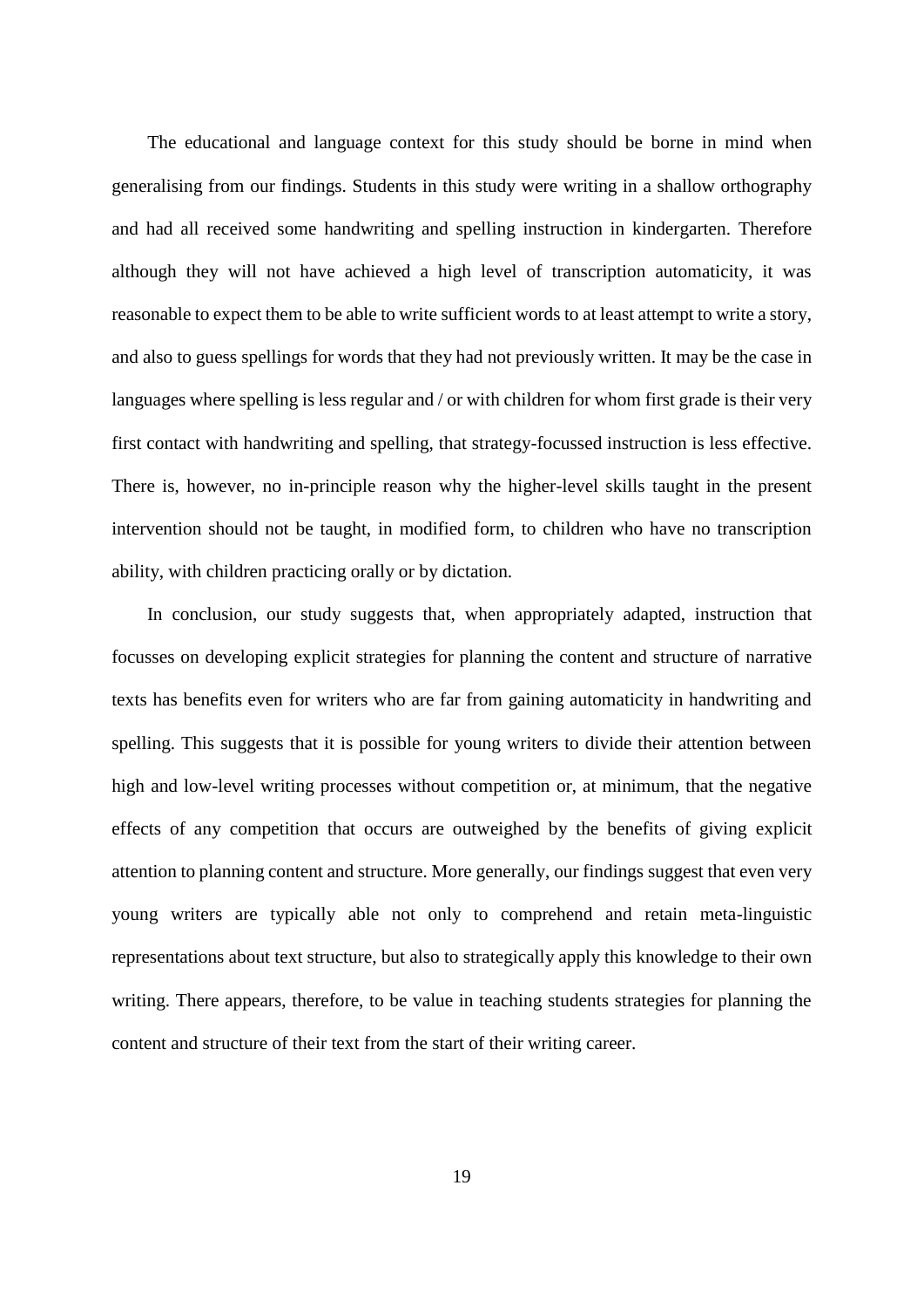The educational and language context for this study should be borne in mind when generalising from our findings. Students in this study were writing in a shallow orthography and had all received some handwriting and spelling instruction in kindergarten. Therefore although they will not have achieved a high level of transcription automaticity, it was reasonable to expect them to be able to write sufficient words to at least attempt to write a story, and also to guess spellings for words that they had not previously written. It may be the case in languages where spelling is less regular and / or with children for whom first grade is their very first contact with handwriting and spelling, that strategy-focussed instruction is less effective. There is, however, no in-principle reason why the higher-level skills taught in the present intervention should not be taught, in modified form, to children who have no transcription ability, with children practicing orally or by dictation.

In conclusion, our study suggests that, when appropriately adapted, instruction that focusses on developing explicit strategies for planning the content and structure of narrative texts has benefits even for writers who are far from gaining automaticity in handwriting and spelling. This suggests that it is possible for young writers to divide their attention between high and low-level writing processes without competition or, at minimum, that the negative effects of any competition that occurs are outweighed by the benefits of giving explicit attention to planning content and structure. More generally, our findings suggest that even very young writers are typically able not only to comprehend and retain meta-linguistic representations about text structure, but also to strategically apply this knowledge to their own writing. There appears, therefore, to be value in teaching students strategies for planning the content and structure of their text from the start of their writing career.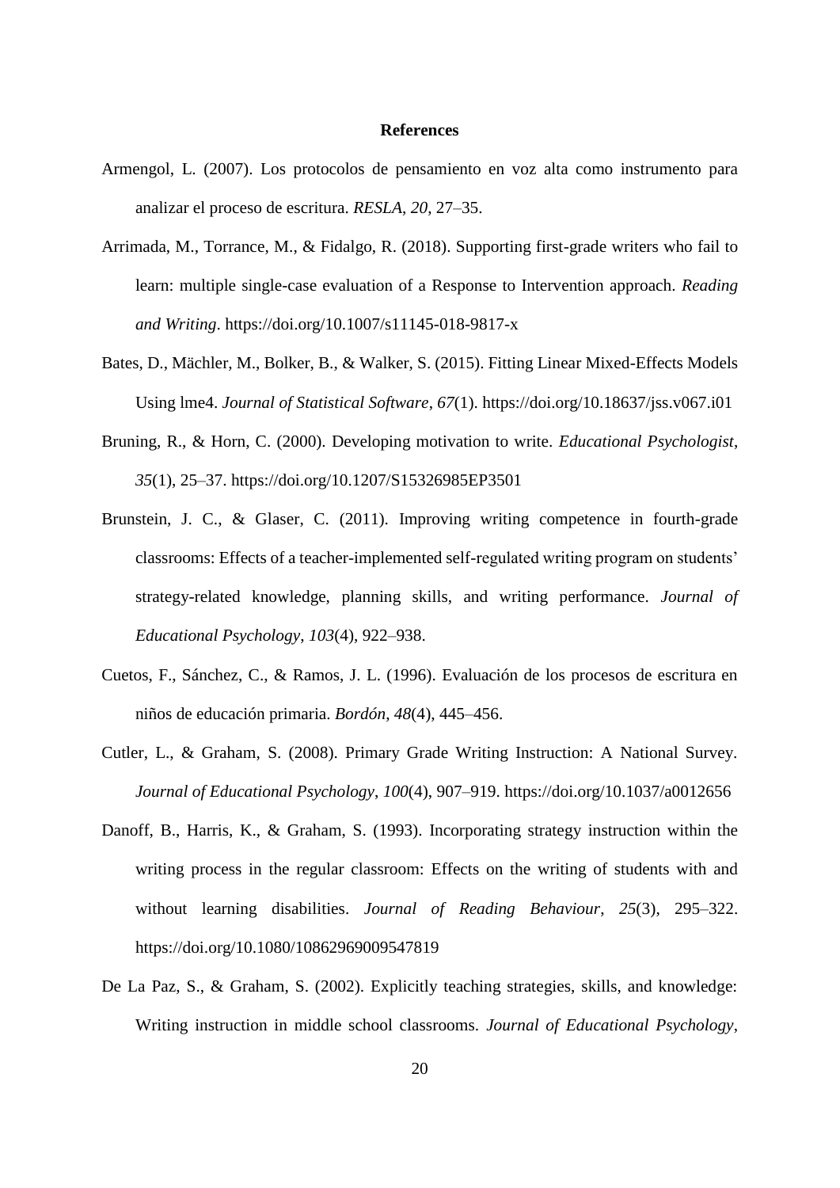## References

Armengol, L. (2007). Los protocolos de pensamiento en voz alta como instrumento para analizar el proceso de escritura. *RESLA*, *20*, 27–35.

Arrimada, M., Torrance, M., & Fidalgo, R. (2018). Supporting first-grade writers who fail to learn: multiple single-case evaluation of a Response to Intervention approach. *Reading and Writing*. https://doi.org/10.1007/s11145-018-9817-x

Bates, D., Mächler, M., Bolker, B., & Walker, S. (2015). Fitting Linear Mixed-Effects Models Using lme4. *Journal of Statistical Software*, *67*(1). https://doi.org/10.18637/jss.v067.i01

Bruning, R., & Horn, C. (2000). Developing motivation to write. *Educational Psychologist*, *35*(1), 25–37. https://doi.org/10.1207/S15326985EP3501

Brunstein, J. C., & Glaser, C. (2011). Improving writing competence in fourth-grade classrooms: Effects of a teacher-implemented self-regulated writing program on students' strategy-related knowledge, planning skills, and writing performance. *Journal of Educational Psychology*, *103*(4), 922–938.

Cuetos, F., Sánchez, C., & Ramos, J. L. (1996). Evaluación de los procesos de escritura en niños de educación primaria. *Bordón*, *48*(4), 445–456.

Cutler, L., & Graham, S. (2008). Primary Grade Writing Instruction: A National Survey. *Journal of Educational Psychology*, *100*(4), 907–919. https://doi.org/10.1037/a0012656

Danoff, B., Harris, K., & Graham, S. (1993). Incorporating strategy instruction within the writing process in the regular classroom: Effects on the writing of students with and without learning disabilities. *Journal of Reading Behaviour*, *25*(3), 295–322. https://doi.org/10.1080/10862969009547819

De La Paz, S., & Graham, S. (2002). Explicitly teaching strategies, skills, and knowledge: Writing instruction in middle school classrooms. *Journal of Educational Psychology*,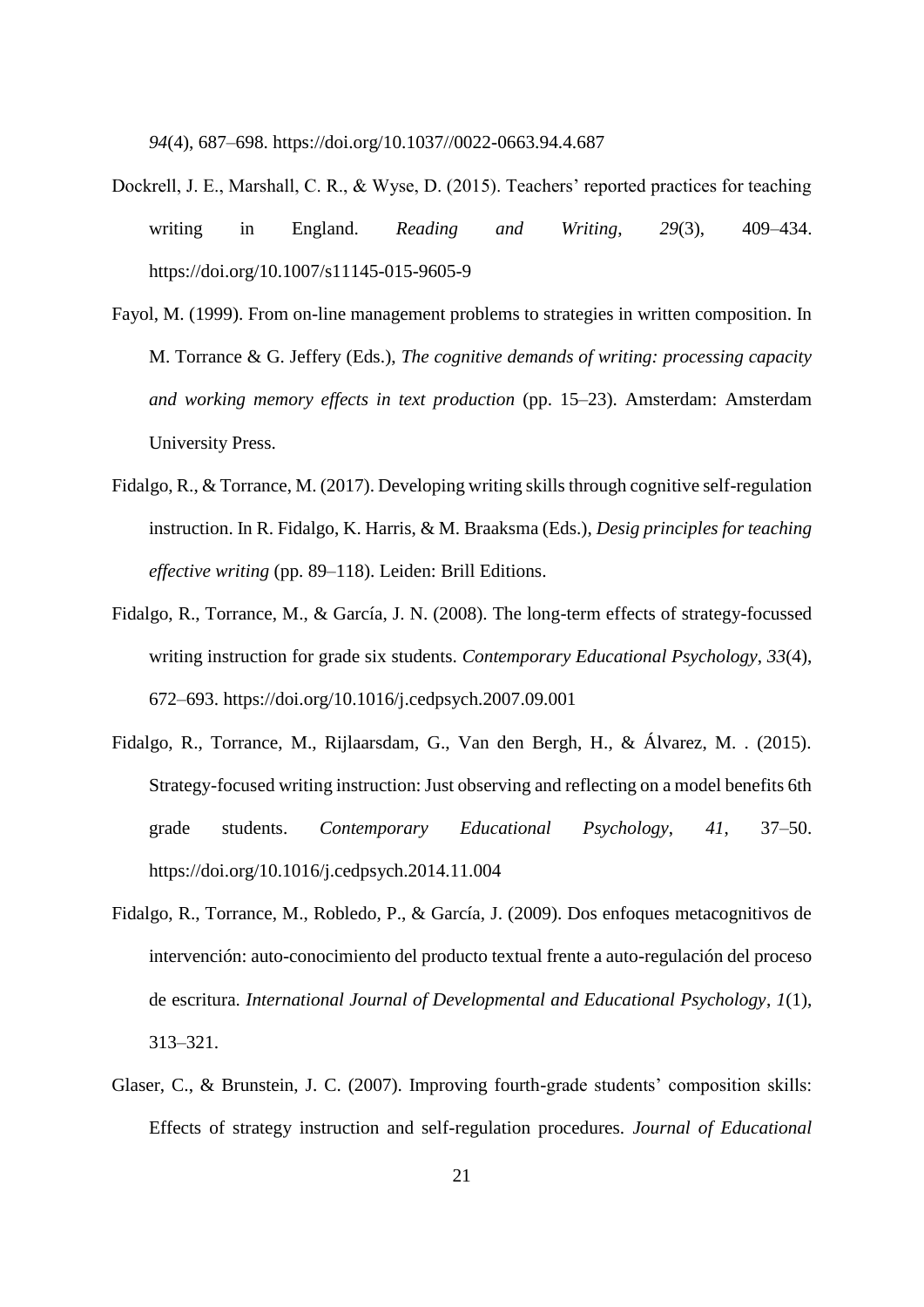*94*(4), 687–698. https://doi.org/10.1037//0022-0663.94.4.687

Dockrell, J. E., Marshall, C. R., & Wyse, D. (2015). Teachers' reported practices for teaching writing in England. *Reading and Writing*, *29*(3), 409–434. https://doi.org/10.1007/s11145-015-9605-9

Fayol, M. (1999). From on-line management problems to strategies in written composition. In M. Torrance & G. Jeffery (Eds.), *The cognitive demands of writing: processing capacity and working memory effects in text production* (pp. 15–23). Amsterdam: Amsterdam University Press.

Fidalgo, R., & Torrance, M. (2017). Developing writing skills through cognitive self-regulation instruction. In R. Fidalgo, K. Harris, & M. Braaksma (Eds.), *Desig principles for teaching effective writing* (pp. 89–118). Leiden: Brill Editions.

Fidalgo, R., Torrance, M., & García, J. N. (2008). The long-term effects of strategy-focussed writing instruction for grade six students. *Contemporary Educational Psychology*, *33*(4), 672–693. https://doi.org/10.1016/j.cedpsych.2007.09.001

Fidalgo, R., Torrance, M., Rijlaarsdam, G., Van den Bergh, H., & Álvarez, M. . (2015). Strategy-focused writing instruction: Just observing and reflecting on a model benefits 6th grade students. *Contemporary Educational Psychology*, *41*, 37–50. https://doi.org/10.1016/j.cedpsych.2014.11.004

Fidalgo, R., Torrance, M., Robledo, P., & García, J. (2009). Dos enfoques metacognitivos de intervención: auto-conocimiento del producto textual frente a auto-regulación del proceso de escritura. *International Journal of Developmental and Educational Psychology*, *1*(1), 313–321.

Glaser, C., & Brunstein, J. C. (2007). Improving fourth-grade students' composition skills: Effects of strategy instruction and self-regulation procedures. *Journal of Educational*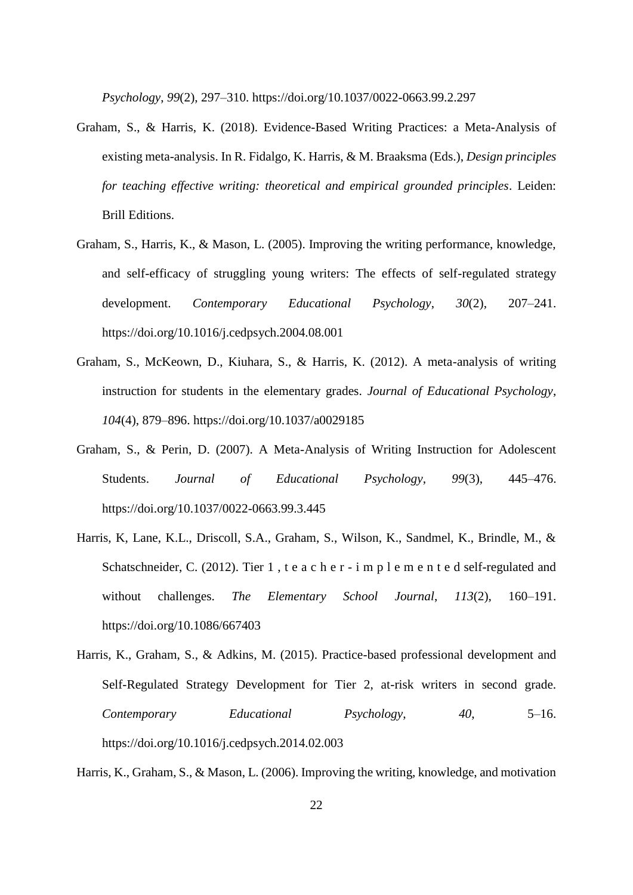*Psychology*, *99*(2), 297–310. https://doi.org/10.1037/0022-0663.99.2.297

Graham, S., & Harris, K. (2018). Evidence-Based Writing Practices: a Meta-Analysis of existing meta-analysis. In R. Fidalgo, K. Harris, & M. Braaksma (Eds.), *Design principles for teaching effective writing: theoretical and empirical grounded principles*. Leiden: Brill Editions.

Graham, S., Harris, K., & Mason, L. (2005). Improving the writing performance, knowledge, and self-efficacy of struggling young writers: The effects of self-regulated strategy development. *Contemporary Educational Psychology*, *30*(2), 207–241. https://doi.org/10.1016/j.cedpsych.2004.08.001

Graham, S., McKeown, D., Kiuhara, S., & Harris, K. (2012). A meta-analysis of writing instruction for students in the elementary grades. *Journal of Educational Psychology*, *104*(4), 879–896. https://doi.org/10.1037/a0029185

Graham, S., & Perin, D. (2007). A Meta-Analysis of Writing Instruction for Adolescent Students. *Journal of Educational Psychology*, *99*(3), 445–476. https://doi.org/10.1037/0022-0663.99.3.445

Harris, K, Lane, K.L., Driscoll, S.A., Graham, S., Wilson, K., Sandmel, K., Brindle, M., & Schatschneider, C. (2012). Tier 1 , t e a c h e r - i m p l e m e n t e d self-regulated and without challenges. *The Elementary School Journal*, *113*(2), 160–191. https://doi.org/10.1086/667403

Harris, K., Graham, S., & Adkins, M. (2015). Practice-based professional development and Self-Regulated Strategy Development for Tier 2, at-risk writers in second grade. *Contemporary Educational Psychology*, *40*, 5–16. https://doi.org/10.1016/j.cedpsych.2014.02.003

Harris, K., Graham, S., & Mason, L. (2006). Improving the writing, knowledge, and motivation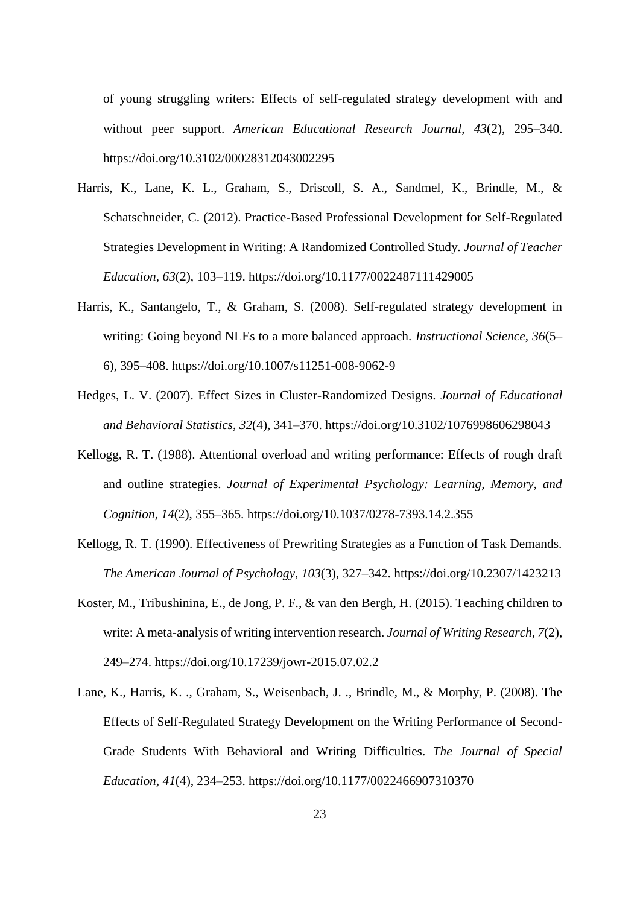of young struggling writers: Effects of self-regulated strategy development with and without peer support. *American Educational Research Journal*, *43*(2), 295–340. https://doi.org/10.3102/00028312043002295

Harris, K., Lane, K. L., Graham, S., Driscoll, S. A., Sandmel, K., Brindle, M., & Schatschneider, C. (2012). Practice-Based Professional Development for Self-Regulated Strategies Development in Writing: A Randomized Controlled Study. *Journal of Teacher Education*, *63*(2), 103–119. https://doi.org/10.1177/0022487111429005

Harris, K., Santangelo, T., & Graham, S. (2008). Self-regulated strategy development in writing: Going beyond NLEs to a more balanced approach. *Instructional Science*, *36*(5–6), 395–408. https://doi.org/10.1007/s11251-008-9062-9

Hedges, L. V. (2007). Effect Sizes in Cluster-Randomized Designs. *Journal of Educational and Behavioral Statistics*, *32*(4), 341–370. https://doi.org/10.3102/1076998606298043

Kellogg, R. T. (1988). Attentional overload and writing performance: Effects of rough draft and outline strategies. *Journal of Experimental Psychology: Learning, Memory, and Cognition*, *14*(2), 355–365. https://doi.org/10.1037/0278-7393.14.2.355

Kellogg, R. T. (1990). Effectiveness of Prewriting Strategies as a Function of Task Demands. *The American Journal of Psychology*, *103*(3), 327–342. https://doi.org/10.2307/1423213

Koster, M., Tribushinina, E., de Jong, P. F., & van den Bergh, H. (2015). Teaching children to write: A meta-analysis of writing intervention research. *Journal of Writing Research*, *7*(2), 249–274. https://doi.org/10.17239/jowr-2015.07.02.2

Lane, K., Harris, K. ., Graham, S., Weisenbach, J. ., Brindle, M., & Morphy, P. (2008). The Effects of Self-Regulated Strategy Development on the Writing Performance of Second-Grade Students With Behavioral and Writing Difficulties. *The Journal of Special Education*, *41*(4), 234–253. https://doi.org/10.1177/0022466907310370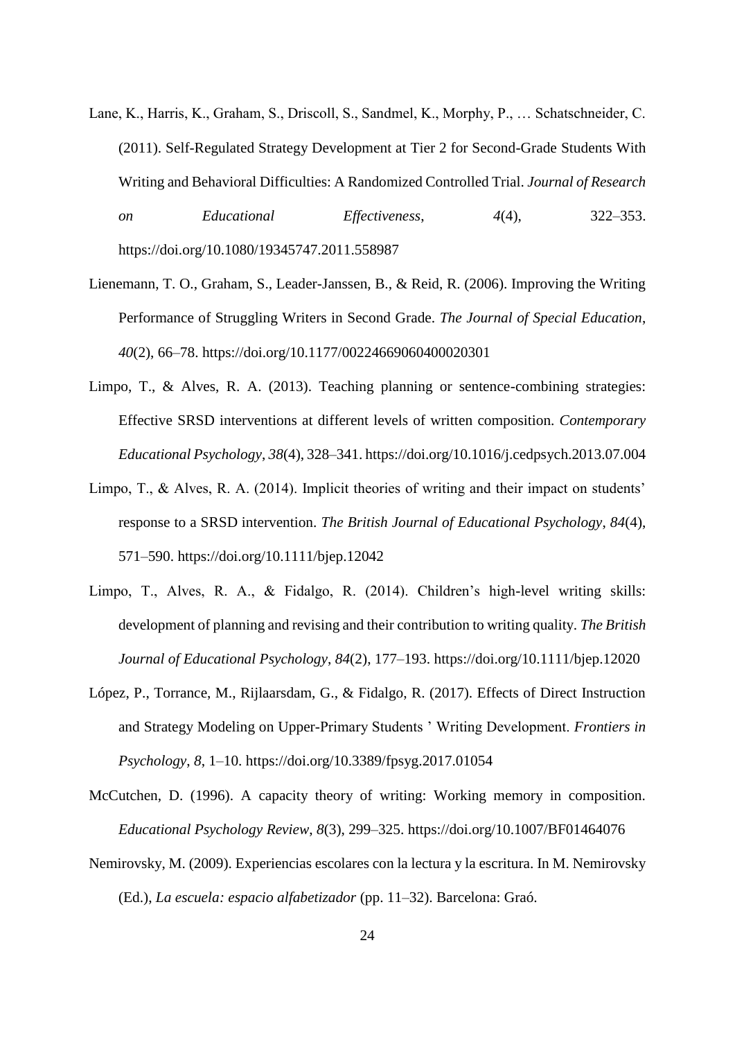Lane, K., Harris, K., Graham, S., Driscoll, S., Sandmel, K., Morphy, P., … Schatschneider, C. (2011). Self-Regulated Strategy Development at Tier 2 for Second-Grade Students With Writing and Behavioral Difficulties: A Randomized Controlled Trial. *Journal of Research on Educational Effectiveness*, *4*(4), 322–353. https://doi.org/10.1080/19345747.2011.558987

Lienemann, T. O., Graham, S., Leader-Janssen, B., & Reid, R. (2006). Improving the Writing Performance of Struggling Writers in Second Grade. *The Journal of Special Education*, *40*(2), 66–78. https://doi.org/10.1177/00224669060400020301

Limpo, T., & Alves, R. A. (2013). Teaching planning or sentence-combining strategies: Effective SRSD interventions at different levels of written composition. *Contemporary Educational Psychology*, *38*(4), 328–341. https://doi.org/10.1016/j.cedpsych.2013.07.004

Limpo, T., & Alves, R. A. (2014). Implicit theories of writing and their impact on students' response to a SRSD intervention. *The British Journal of Educational Psychology*, *84*(4), 571–590. https://doi.org/10.1111/bjep.12042

Limpo, T., Alves, R. A., & Fidalgo, R. (2014). Children's high-level writing skills: development of planning and revising and their contribution to writing quality. *The British Journal of Educational Psychology*, *84*(2), 177–193. https://doi.org/10.1111/bjep.12020

López, P., Torrance, M., Rijlaarsdam, G., & Fidalgo, R. (2017). Effects of Direct Instruction and Strategy Modeling on Upper-Primary Students ' Writing Development. *Frontiers in Psychology*, *8*, 1–10. https://doi.org/10.3389/fpsyg.2017.01054

McCutchen, D. (1996). A capacity theory of writing: Working memory in composition. *Educational Psychology Review*, *8*(3), 299–325. https://doi.org/10.1007/BF01464076

Nemirovsky, M. (2009). Experiencias escolares con la lectura y la escritura. In M. Nemirovsky (Ed.), *La escuela: espacio alfabetizador* (pp. 11–32). Barcelona: Graó.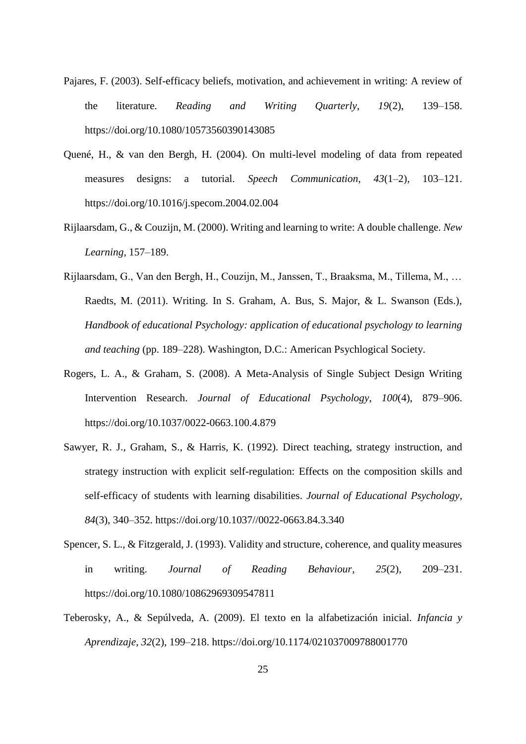Pajares, F. (2003). Self-efficacy beliefs, motivation, and achievement in writing: A review of the literature. *Reading and Writing Quarterly*, *19*(2), 139–158. https://doi.org/10.1080/10573560390143085

Quené, H., & van den Bergh, H. (2004). On multi-level modeling of data from repeated measures designs: a tutorial. *Speech Communication*, *43*(1–2), 103–121. https://doi.org/10.1016/j.specom.2004.02.004

Rijlaarsdam, G., & Couzijn, M. (2000). Writing and learning to write: A double challenge. *New Learning*, 157–189.

Rijlaarsdam, G., Van den Bergh, H., Couzijn, M., Janssen, T., Braaksma, M., Tillema, M., … Raedts, M. (2011). Writing. In S. Graham, A. Bus, S. Major, & L. Swanson (Eds.), *Handbook of educational Psychology: application of educational psychology to learning and teaching* (pp. 189–228). Washington, D.C.: American Psychlogical Society.

Rogers, L. A., & Graham, S. (2008). A Meta-Analysis of Single Subject Design Writing Intervention Research. *Journal of Educational Psychology*, *100*(4), 879–906. https://doi.org/10.1037/0022-0663.100.4.879

Sawyer, R. J., Graham, S., & Harris, K. (1992). Direct teaching, strategy instruction, and strategy instruction with explicit self-regulation: Effects on the composition skills and self-efficacy of students with learning disabilities. *Journal of Educational Psychology*, *84*(3), 340–352. https://doi.org/10.1037//0022-0663.84.3.340

Spencer, S. L., & Fitzgerald, J. (1993). Validity and structure, coherence, and quality measures in writing. *Journal of Reading Behaviour*, *25*(2), 209–231. https://doi.org/10.1080/10862969309547811

Teberosky, A., & Sepúlveda, A. (2009). El texto en la alfabetización inicial. *Infancia y Aprendizaje*, *32*(2), 199–218. https://doi.org/10.1174/021037009788001770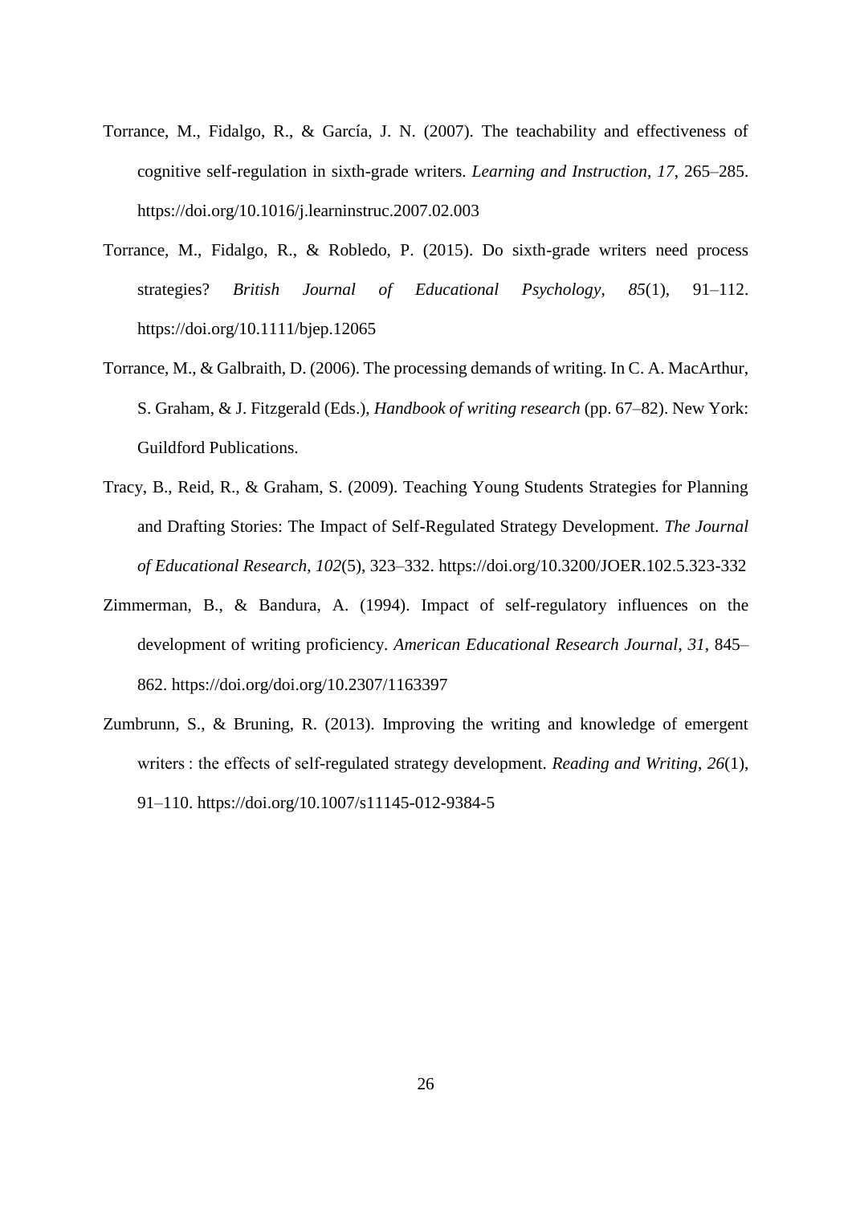Torrance, M., Fidalgo, R., & García, J. N. (2007). The teachability and effectiveness of cognitive self-regulation in sixth-grade writers. *Learning and Instruction*, *17*, 265–285. https://doi.org/10.1016/j.learninstruc.2007.02.003

Torrance, M., Fidalgo, R., & Robledo, P. (2015). Do sixth-grade writers need process strategies? *British Journal of Educational Psychology*, *85*(1), 91–112. https://doi.org/10.1111/bjep.12065

Torrance, M., & Galbraith, D. (2006). The processing demands of writing. In C. A. MacArthur, S. Graham, & J. Fitzgerald (Eds.), *Handbook of writing research* (pp. 67–82). New York: Guildford Publications.

Tracy, B., Reid, R., & Graham, S. (2009). Teaching Young Students Strategies for Planning and Drafting Stories: The Impact of Self-Regulated Strategy Development. *The Journal of Educational Research*, *102*(5), 323–332. https://doi.org/10.3200/JOER.102.5.323-332

Zimmerman, B., & Bandura, A. (1994). Impact of self-regulatory influences on the development of writing proficiency. *American Educational Research Journal*, *31*, 845–862. https://doi.org/doi.org/10.2307/1163397

Zumbrunn, S., & Bruning, R. (2013). Improving the writing and knowledge of emergent writers : the effects of self-regulated strategy development. *Reading and Writing*, *26*(1), 91–110. https://doi.org/10.1007/s11145-012-9384-5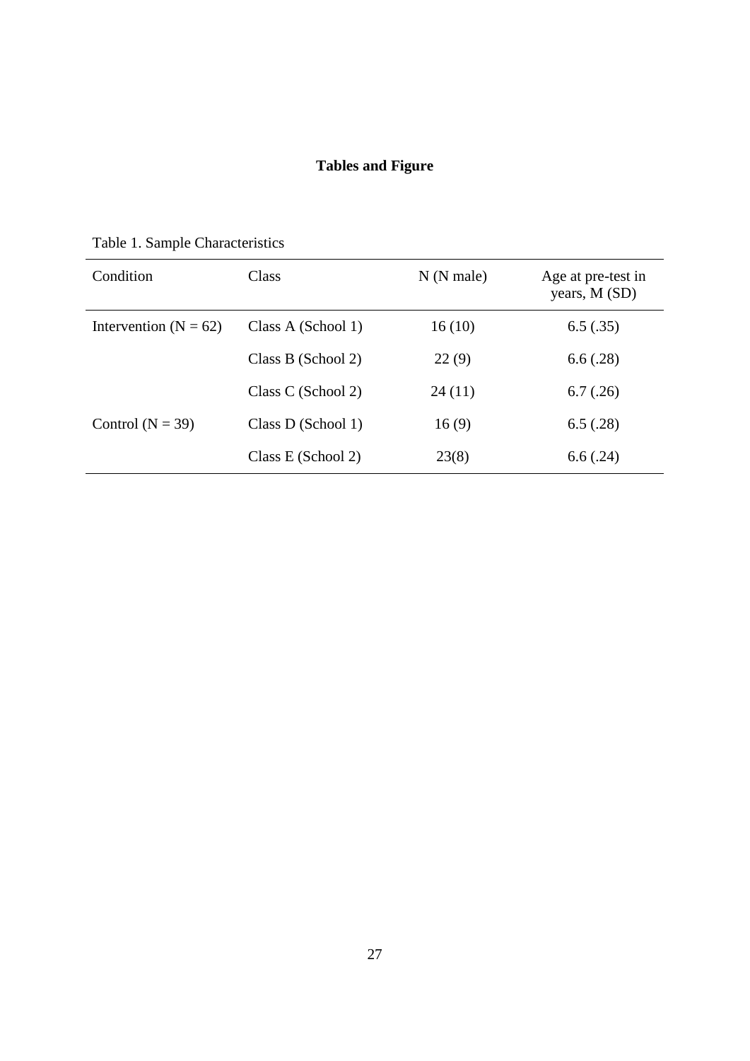# Tables and Figure

Table 1. Sample Characteristics

| Condition | Class | N (N male) | Age at pre-test in years, M (SD) |
|---|---|---|---|
| Intervention (N = 62) | Class A (School 1) | 16 (10) | 6.5 (.35) |
| | Class B (School 2) | 22 (9) | 6.6 (.28) |
| | Class C (School 2) | 24 (11) | 6.7 (.26) |
| Control (N = 39) | Class D (School 1) | 16 (9) | 6.5 (.28) |
| | Class E (School 2) | 23(8) | 6.6 (.24) |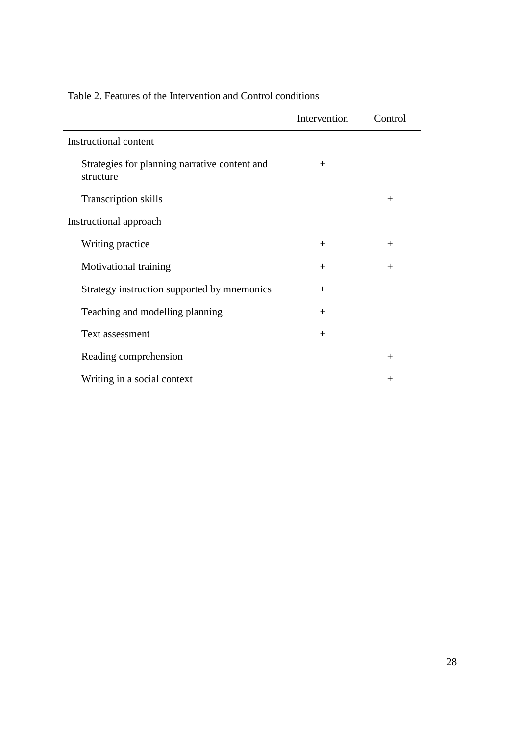Table 2. Features of the Intervention and Control conditions

| | Intervention | Control |
|---|---|---|
| Instructional content | | |
| Strategies for planning narrative content and structure | + | |
| Transcription skills | | + |
| Instructional approach | | |
| Writing practice | + | + |
| Motivational training | + | + |
| Strategy instruction supported by mnemonics | + | |
| Teaching and modelling planning | + | |
| Text assessment | + | |
| Reading comprehension | | + |
| Writing in a social context | | + |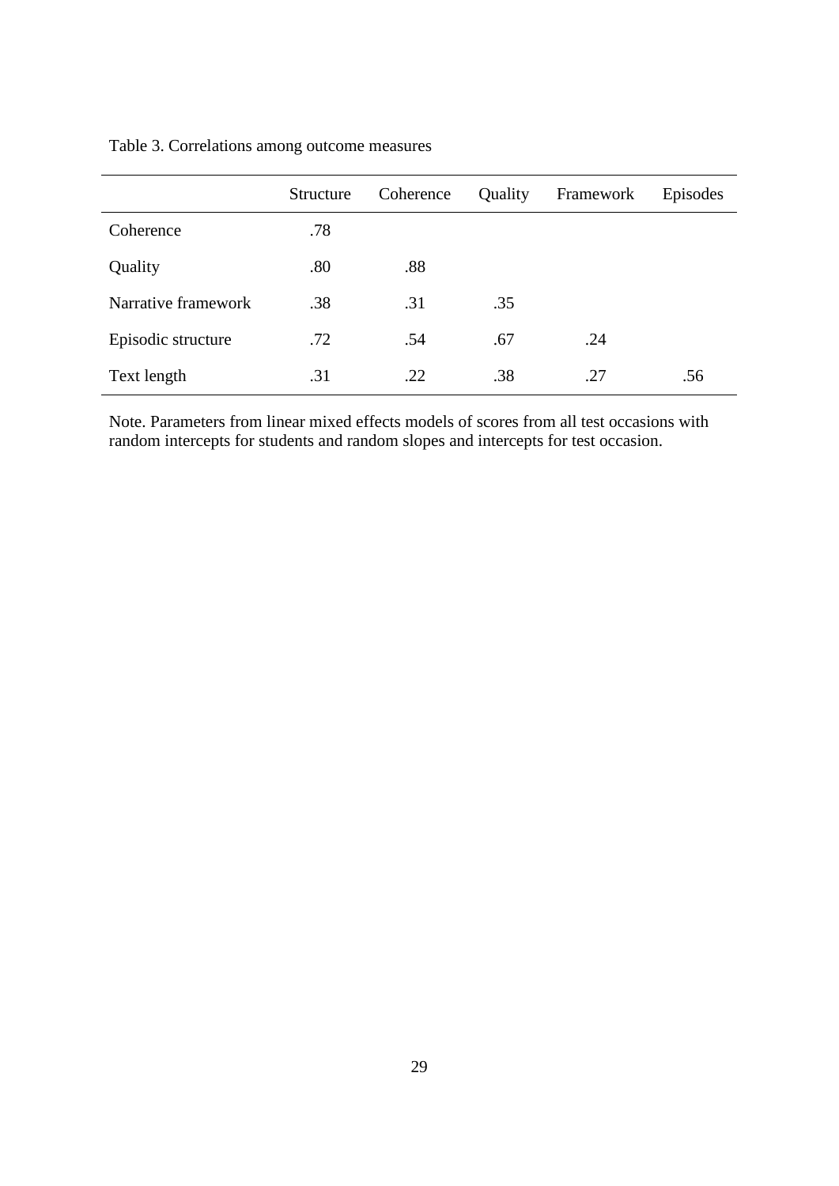Table 3. Correlations among outcome measures

| | Structure | Coherence | Quality | Framework | Episodes |
|---|---|---|---|---|---|
| Coherence | .78 | | | | |
| Quality | .80 | .88 | | | |
| Narrative framework | .38 | .31 | .35 | | |
| Episodic structure | .72 | .54 | .67 | .24 | |
| Text length | .31 | .22 | .38 | .27 | .56 |

Note. Parameters from linear mixed effects models of scores from all test occasions with random intercepts for students and random slopes and intercepts for test occasion.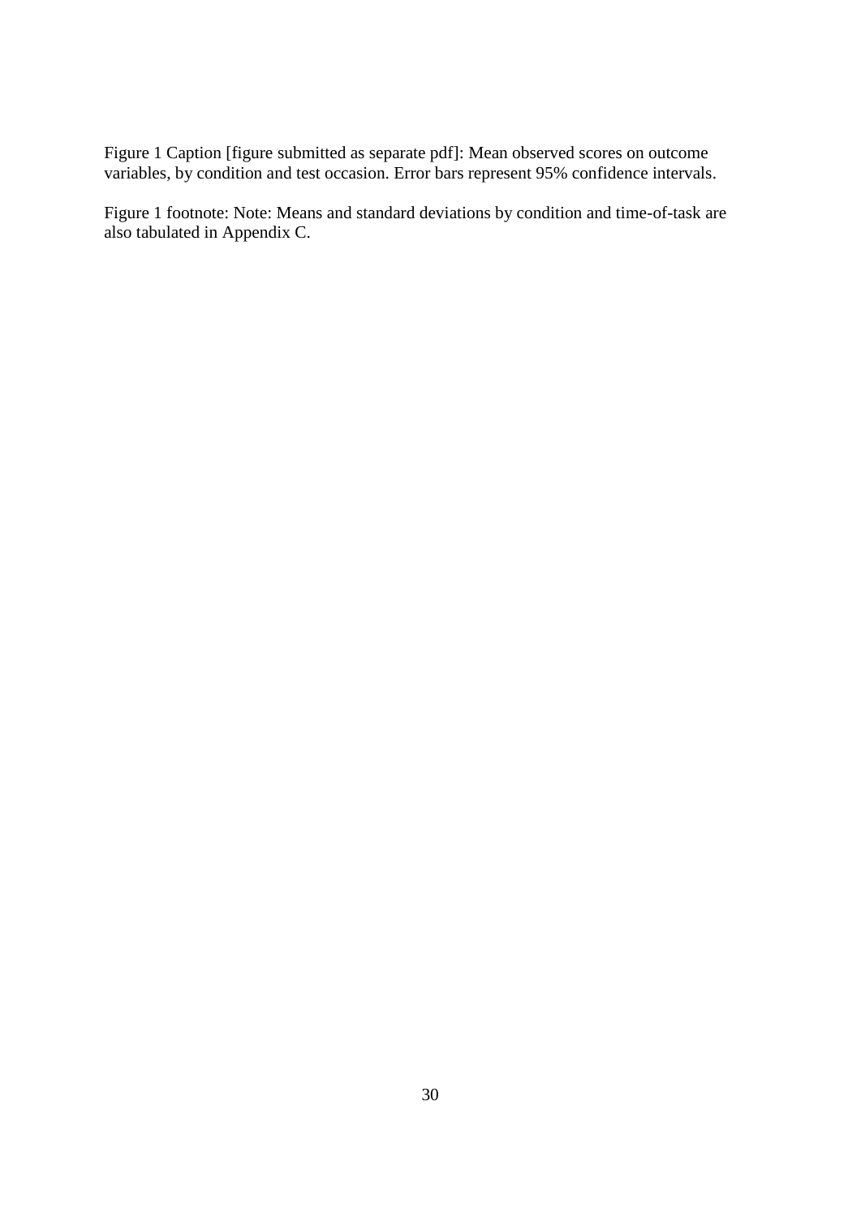Figure 1 Caption [figure submitted as separate pdf]: Mean observed scores on outcome variables, by condition and test occasion. Error bars represent 95% confidence intervals.

Figure 1 footnote: Note: Means and standard deviations by condition and time-of-task are also tabulated in Appendix C.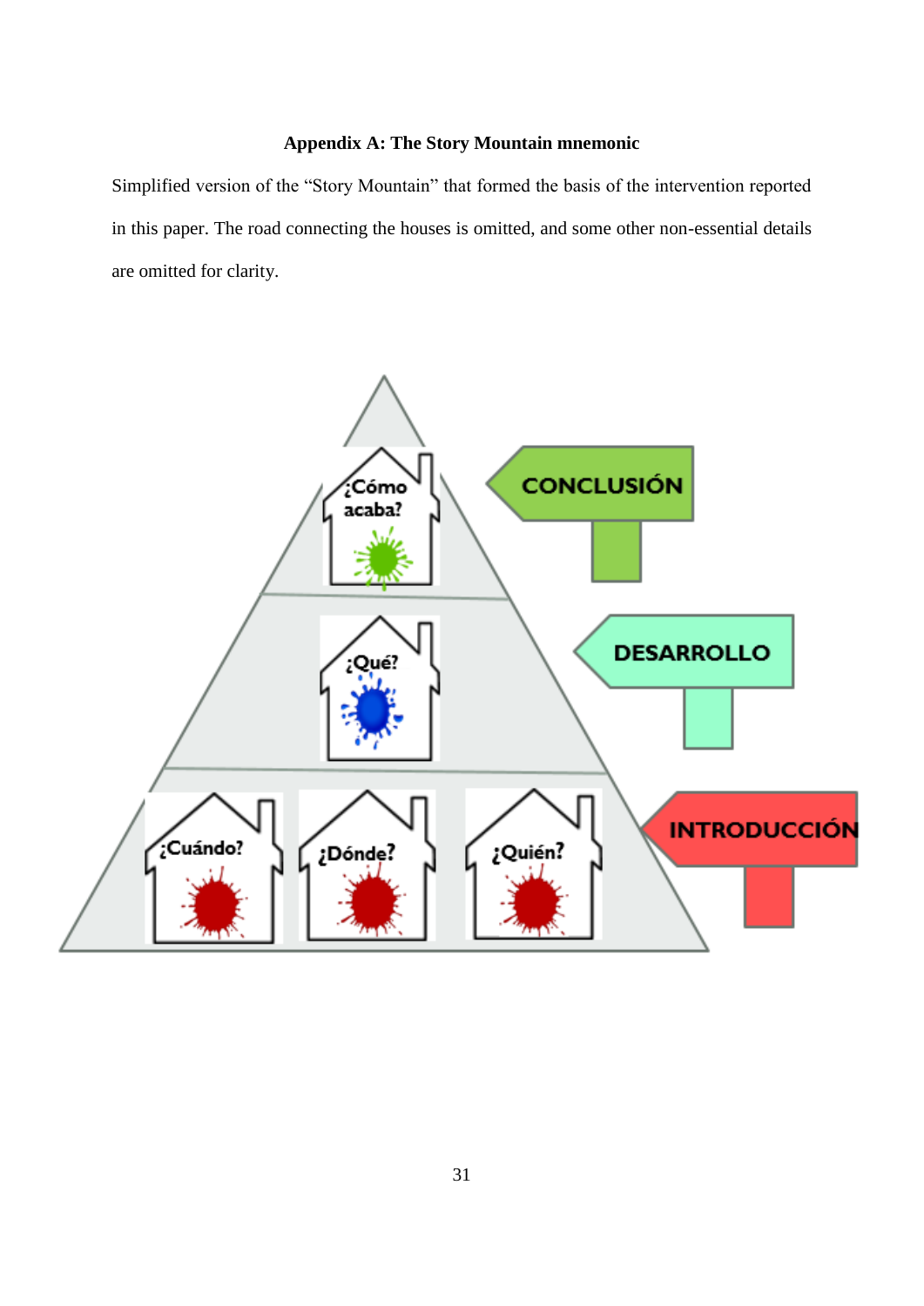### Appendix A: The Story Mountain mnemonic

Simplified version of the "Story Mountain" that formed the basis of the intervention reported in this paper. The road connecting the houses is omitted, and some other non-essential details are omitted for clarity.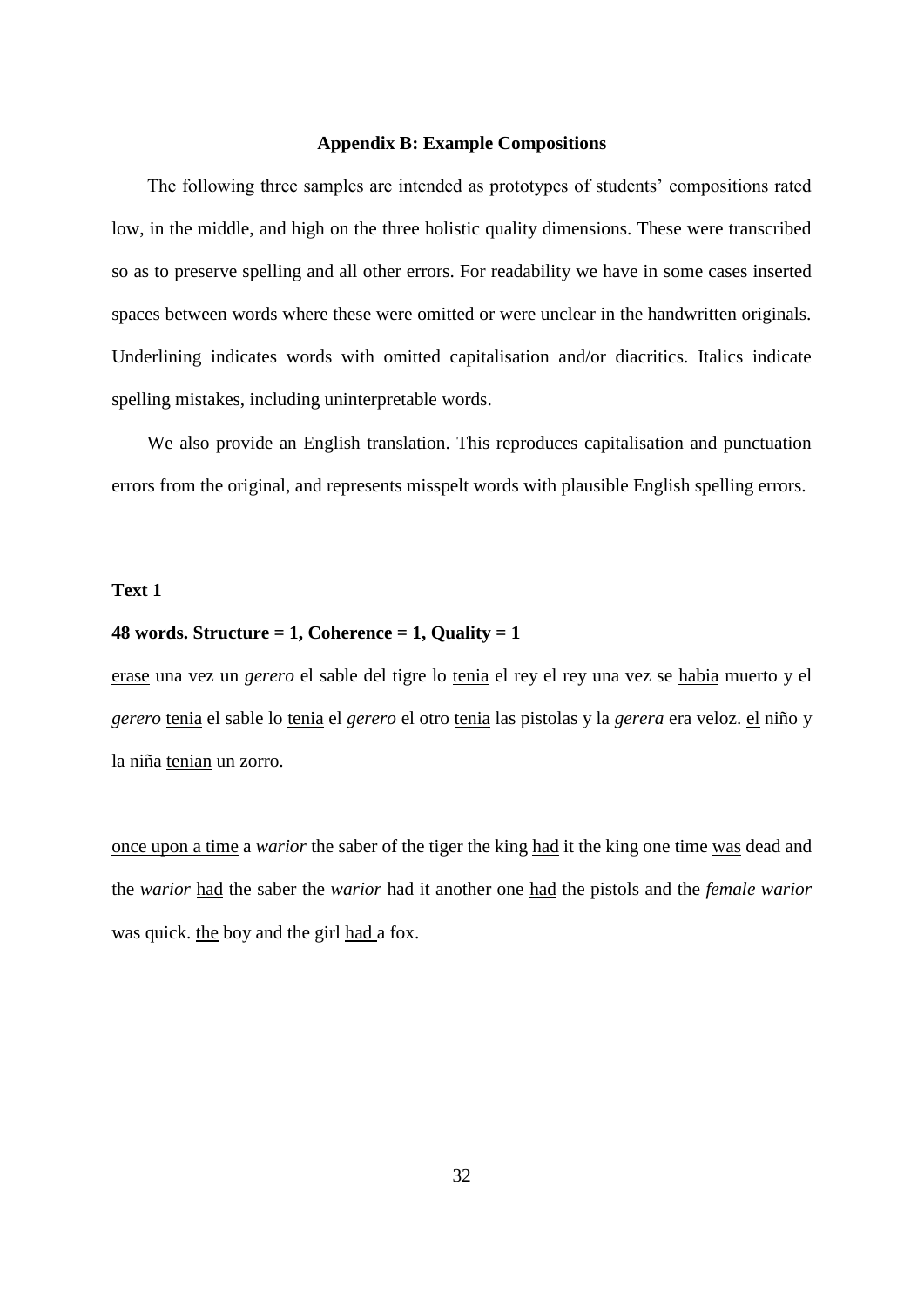### Appendix B: Example Compositions

The following three samples are intended as prototypes of students' compositions rated low, in the middle, and high on the three holistic quality dimensions. These were transcribed so as to preserve spelling and all other errors. For readability we have in some cases inserted spaces between words where these were omitted or were unclear in the handwritten originals. Underlining indicates words with omitted capitalisation and/or diacritics. Italics indicate spelling mistakes, including uninterpretable words.

We also provide an English translation. This reproduces capitalisation and punctuation errors from the original, and represents misspelt words with plausible English spelling errors.

**Text 1**

**48 words. Structure = 1, Coherence = 1, Quality = 1**

<u>erase</u> una vez un *gerero* el sable del tigre lo <u>tenia</u> el rey el rey una vez se <u>habia</u> muerto y el *gerero* <u>tenia</u> el sable lo <u>tenia</u> el *gerero* el otro <u>tenia</u> las pistolas y la *gerera* era veloz. <u>el</u> niño y la niña <u>tenian</u> un zorro.

<u>once upon a time</u> a *warior* the saber of the tiger the king <u>had</u> it the king one time <u>was</u> dead and the *warior* <u>had</u> the saber the *warior* had it another one <u>had</u> the pistols and the *female warior* was quick. <u>the</u> boy and the girl <u>had</u> a fox.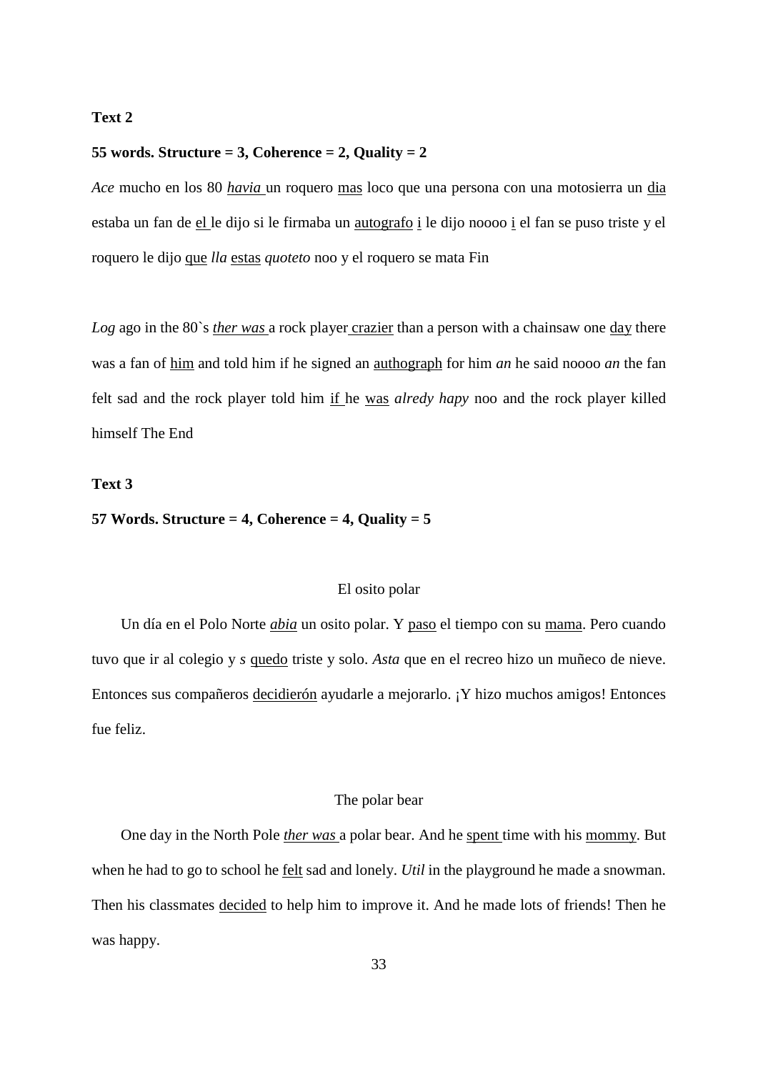**Text 2**

**55 words. Structure = 3, Coherence = 2, Quality = 2**

*Ace* mucho en los 80 *havia* un roquero mas loco que una persona con una motosierra un dia estaba un fan de el le dijo si le firmaba un autografo i le dijo noooo i el fan se puso triste y el roquero le dijo que *lla* estas *quoteto* noo y el roquero se mata Fin

*Log* ago in the 80`s *ther was* a rock player crazier than a person with a chainsaw one day there was a fan of him and told him if he signed an authograph for him *an* he said noooo *an* the fan felt sad and the rock player told him if he was *alredy hapy* noo and the rock player killed himself The End

**Text 3**

**57 Words. Structure = 4, Coherence = 4, Quality = 5**

El osito polar

Un día en el Polo Norte *abia* un osito polar. Y paso el tiempo con su mama. Pero cuando tuvo que ir al colegio y *s* quedo triste y solo. *Asta* que en el recreo hizo un muñeco de nieve. Entonces sus compañeros decidierón ayudarle a mejorarlo. ¡Y hizo muchos amigos! Entonces fue feliz.

The polar bear

One day in the North Pole *ther was* a polar bear. And he spent time with his mommy. But when he had to go to school he felt sad and lonely. *Util* in the playground he made a snowman. Then his classmates decided to help him to improve it. And he made lots of friends! Then he was happy.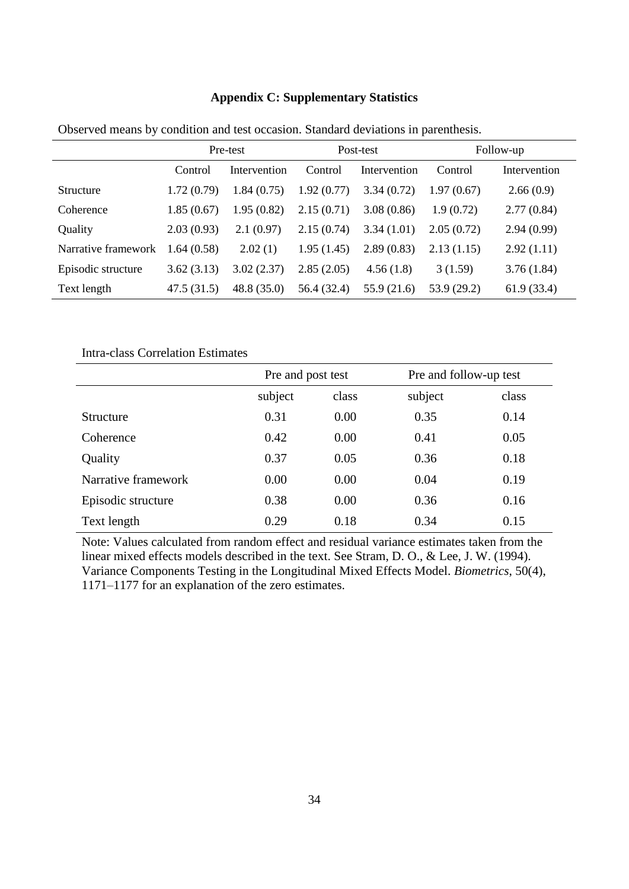# Appendix C: Supplementary Statistics

Observed means by condition and test occasion. Standard deviations in parenthesis.

| | Pre-test | | Post-test | | Follow-up | |
|---|---|---|---|---|---|---|
| | Control | Intervention | Control | Intervention | Control | Intervention |
| Structure | 1.72 (0.79) | 1.84 (0.75) | 1.92 (0.77) | 3.34 (0.72) | 1.97 (0.67) | 2.66 (0.9) |
| Coherence | 1.85 (0.67) | 1.95 (0.82) | 2.15 (0.71) | 3.08 (0.86) | 1.9 (0.72) | 2.77 (0.84) |
| Quality | 2.03 (0.93) | 2.1 (0.97) | 2.15 (0.74) | 3.34 (1.01) | 2.05 (0.72) | 2.94 (0.99) |
| Narrative framework | 1.64 (0.58) | 2.02 (1) | 1.95 (1.45) | 2.89 (0.83) | 2.13 (1.15) | 2.92 (1.11) |
| Episodic structure | 3.62 (3.13) | 3.02 (2.37) | 2.85 (2.05) | 4.56 (1.8) | 3 (1.59) | 3.76 (1.84) |
| Text length | 47.5 (31.5) | 48.8 (35.0) | 56.4 (32.4) | 55.9 (21.6) | 53.9 (29.2) | 61.9 (33.4) |

Intra-class Correlation Estimates

| | Pre and post test | | Pre and follow-up test | |
|---|---|---|---|---|
| | subject | class | subject | class |
| Structure | 0.31 | 0.00 | 0.35 | 0.14 |
| Coherence | 0.42 | 0.00 | 0.41 | 0.05 |
| Quality | 0.37 | 0.05 | 0.36 | 0.18 |
| Narrative framework | 0.00 | 0.00 | 0.04 | 0.19 |
| Episodic structure | 0.38 | 0.00 | 0.36 | 0.16 |
| Text length | 0.29 | 0.18 | 0.34 | 0.15 |

Note: Values calculated from random effect and residual variance estimates taken from the linear mixed effects models described in the text. See Stram, D. O., & Lee, J. W. (1994). Variance Components Testing in the Longitudinal Mixed Effects Model. *Biometrics*, 50(4), 1171–1177 for an explanation of the zero estimates.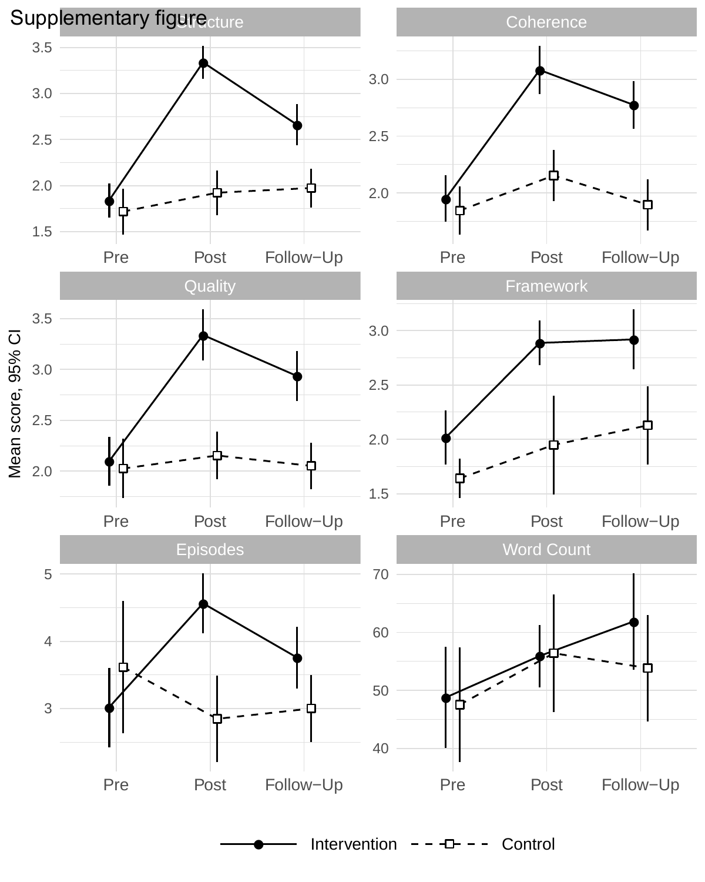Supplementary figure

Structure

3.5
3.0
2.5
2.0
1.5

Pre Post Follow−Up

Coherence

3.0
2.5
2.0

Pre Post Follow−Up

Quality

3.5
3.0
2.5
2.0

Pre Post Follow−Up

Framework

3.0
2.5
2.0
1.5

Pre Post Follow−Up

Episodes

5
4
3

Pre Post Follow−Up

Word Count

70
60
50
40

Pre Post Follow−Up

Mean score, 95% CI

Intervention Control